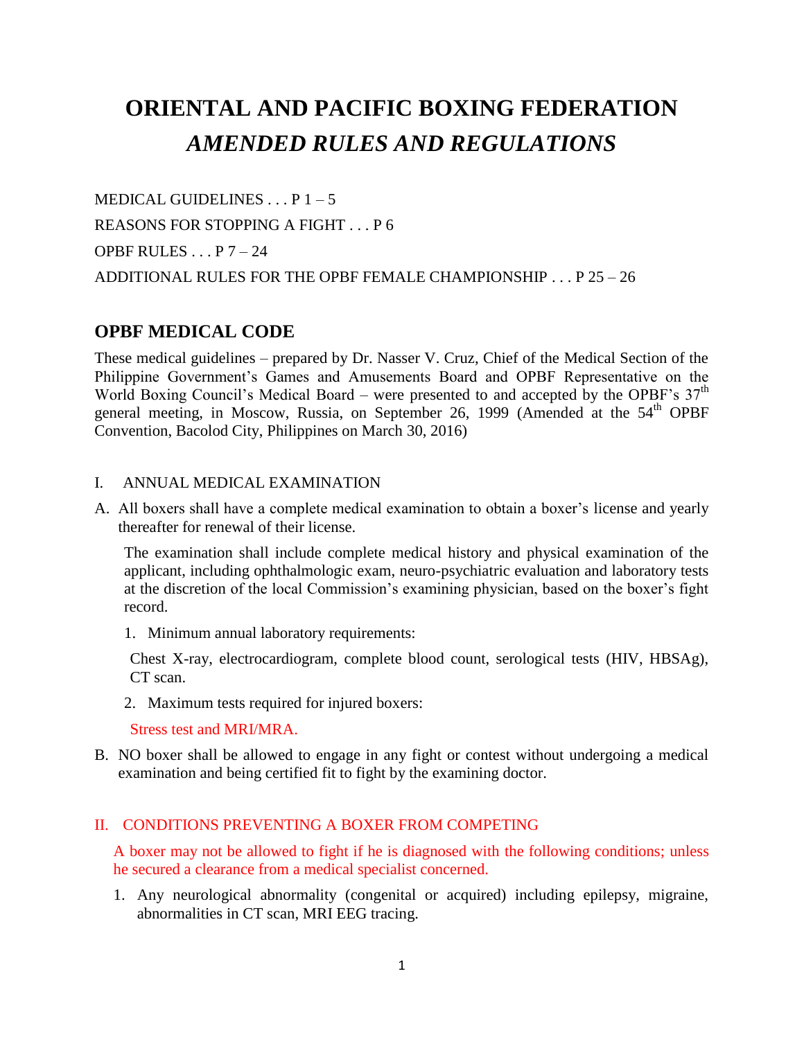# ORIENTAL AND PACIFIC BOXING FEDERATION

## *AMENDED RULES AND REGULATIONS*

MEDICAL GUIDELINES . . . P 1 – 5

REASONS FOR STOPPING A FIGHT . . . P 6

OPBF RULES . . . P 7 – 24

ADDITIONAL RULES FOR THE OPBF FEMALE CHAMPIONSHIP . . . P 25 – 26

## OPBF MEDICAL CODE

These medical guidelines – prepared by Dr. Nasser V. Cruz, Chief of the Medical Section of the Philippine Government's Games and Amusements Board and OPBF Representative on the World Boxing Council's Medical Board – were presented to and accepted by the OPBF's 37th general meeting, in Moscow, Russia, on September 26, 1999 (Amended at the 54th OPBF Convention, Bacolod City, Philippines on March 30, 2016)

I. ANNUAL MEDICAL EXAMINATION

A. All boxers shall have a complete medical examination to obtain a boxer's license and yearly thereafter for renewal of their license.

The examination shall include complete medical history and physical examination of the applicant, including ophthalmologic exam, neuro-psychiatric evaluation and laboratory tests at the discretion of the local Commission's examining physician, based on the boxer's fight record.

1. Minimum annual laboratory requirements:

Chest X-ray, electrocardiogram, complete blood count, serological tests (HIV, HBSAg), CT scan.

2. Maximum tests required for injured boxers:

Stress test and MRI/MRA.

B. NO boxer shall be allowed to engage in any fight or contest without undergoing a medical examination and being certified fit to fight by the examining doctor.

II. CONDITIONS PREVENTING A BOXER FROM COMPETING

A boxer may not be allowed to fight if he is diagnosed with the following conditions; unless he secured a clearance from a medical specialist concerned.

1. Any neurological abnormality (congenital or acquired) including epilepsy, migraine, abnormalities in CT scan, MRI EEG tracing.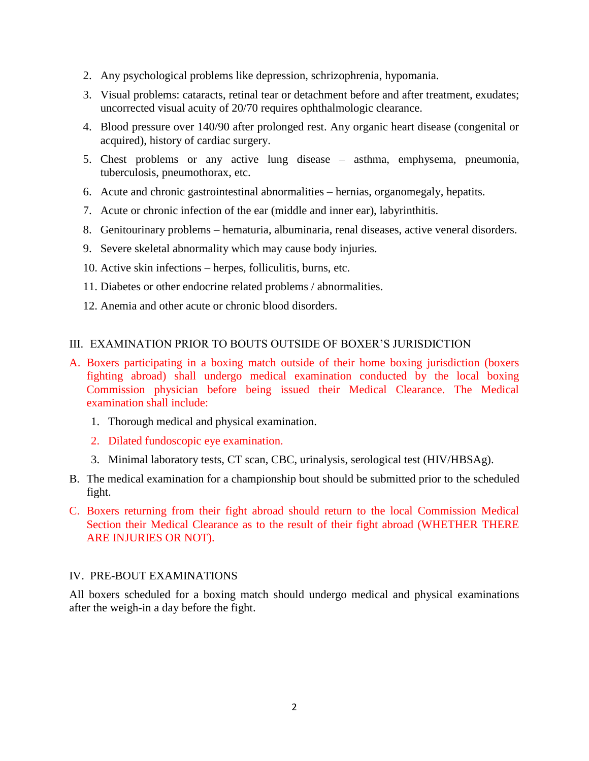2. Any psychological problems like depression, schrizophrenia, hypomania.
3. Visual problems: cataracts, retinal tear or detachment before and after treatment, exudates; uncorrected visual acuity of 20/70 requires ophthalmologic clearance.
4. Blood pressure over 140/90 after prolonged rest. Any organic heart disease (congenital or acquired), history of cardiac surgery.
5. Chest problems or any active lung disease – asthma, emphysema, pneumonia, tuberculosis, pneumothorax, etc.
6. Acute and chronic gastrointestinal abnormalities – hernias, organomegaly, hepatits.
7. Acute or chronic infection of the ear (middle and inner ear), labyrinthitis.
8. Genitourinary problems – hematuria, albuminaria, renal diseases, active veneral disorders.
9. Severe skeletal abnormality which may cause body injuries.
10. Active skin infections – herpes, folliculitis, burns, etc.
11. Diabetes or other endocrine related problems / abnormalities.
12. Anemia and other acute or chronic blood disorders.

## III. EXAMINATION PRIOR TO BOUTS OUTSIDE OF BOXER'S JURISDICTION

A. Boxers participating in a boxing match outside of their home boxing jurisdiction (boxers fighting abroad) shall undergo medical examination conducted by the local boxing Commission physician before being issued their Medical Clearance. The Medical examination shall include:

   1. Thorough medical and physical examination.
   2. Dilated fundoscopic eye examination.
   3. Minimal laboratory tests, CT scan, CBC, urinalysis, serological test (HIV/HBSAg).

B. The medical examination for a championship bout should be submitted prior to the scheduled fight.

C. Boxers returning from their fight abroad should return to the local Commission Medical Section their Medical Clearance as to the result of their fight abroad (WHETHER THERE ARE INJURIES OR NOT).

## IV. PRE-BOUT EXAMINATIONS

All boxers scheduled for a boxing match should undergo medical and physical examinations after the weigh-in a day before the fight.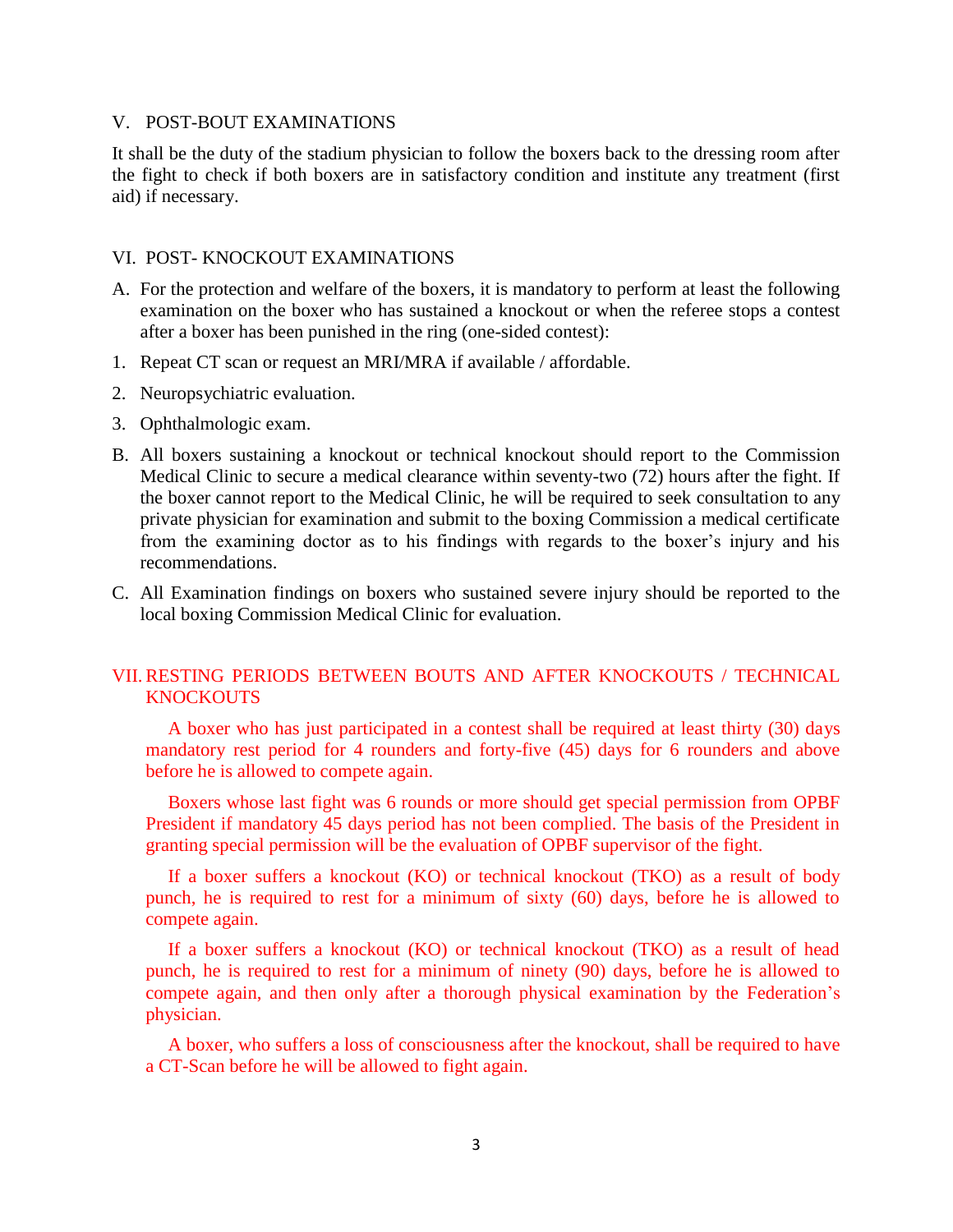## V. POST-BOUT EXAMINATIONS

It shall be the duty of the stadium physician to follow the boxers back to the dressing room after the fight to check if both boxers are in satisfactory condition and institute any treatment (first aid) if necessary.

## VI. POST- KNOCKOUT EXAMINATIONS

A. For the protection and welfare of the boxers, it is mandatory to perform at least the following examination on the boxer who has sustained a knockout or when the referee stops a contest after a boxer has been punished in the ring (one-sided contest):

1. Repeat CT scan or request an MRI/MRA if available / affordable.
2. Neuropsychiatric evaluation.
3. Ophthalmologic exam.

B. All boxers sustaining a knockout or technical knockout should report to the Commission Medical Clinic to secure a medical clearance within seventy-two (72) hours after the fight. If the boxer cannot report to the Medical Clinic, he will be required to seek consultation to any private physician for examination and submit to the boxing Commission a medical certificate from the examining doctor as to his findings with regards to the boxer's injury and his recommendations.

C. All Examination findings on boxers who sustained severe injury should be reported to the local boxing Commission Medical Clinic for evaluation.

## VII. RESTING PERIODS BETWEEN BOUTS AND AFTER KNOCKOUTS / TECHNICAL KNOCKOUTS

A boxer who has just participated in a contest shall be required at least thirty (30) days mandatory rest period for 4 rounders and forty-five (45) days for 6 rounders and above before he is allowed to compete again.

Boxers whose last fight was 6 rounds or more should get special permission from OPBF President if mandatory 45 days period has not been complied. The basis of the President in granting special permission will be the evaluation of OPBF supervisor of the fight.

If a boxer suffers a knockout (KO) or technical knockout (TKO) as a result of body punch, he is required to rest for a minimum of sixty (60) days, before he is allowed to compete again.

If a boxer suffers a knockout (KO) or technical knockout (TKO) as a result of head punch, he is required to rest for a minimum of ninety (90) days, before he is allowed to compete again, and then only after a thorough physical examination by the Federation's physician.

A boxer, who suffers a loss of consciousness after the knockout, shall be required to have a CT-Scan before he will be allowed to fight again.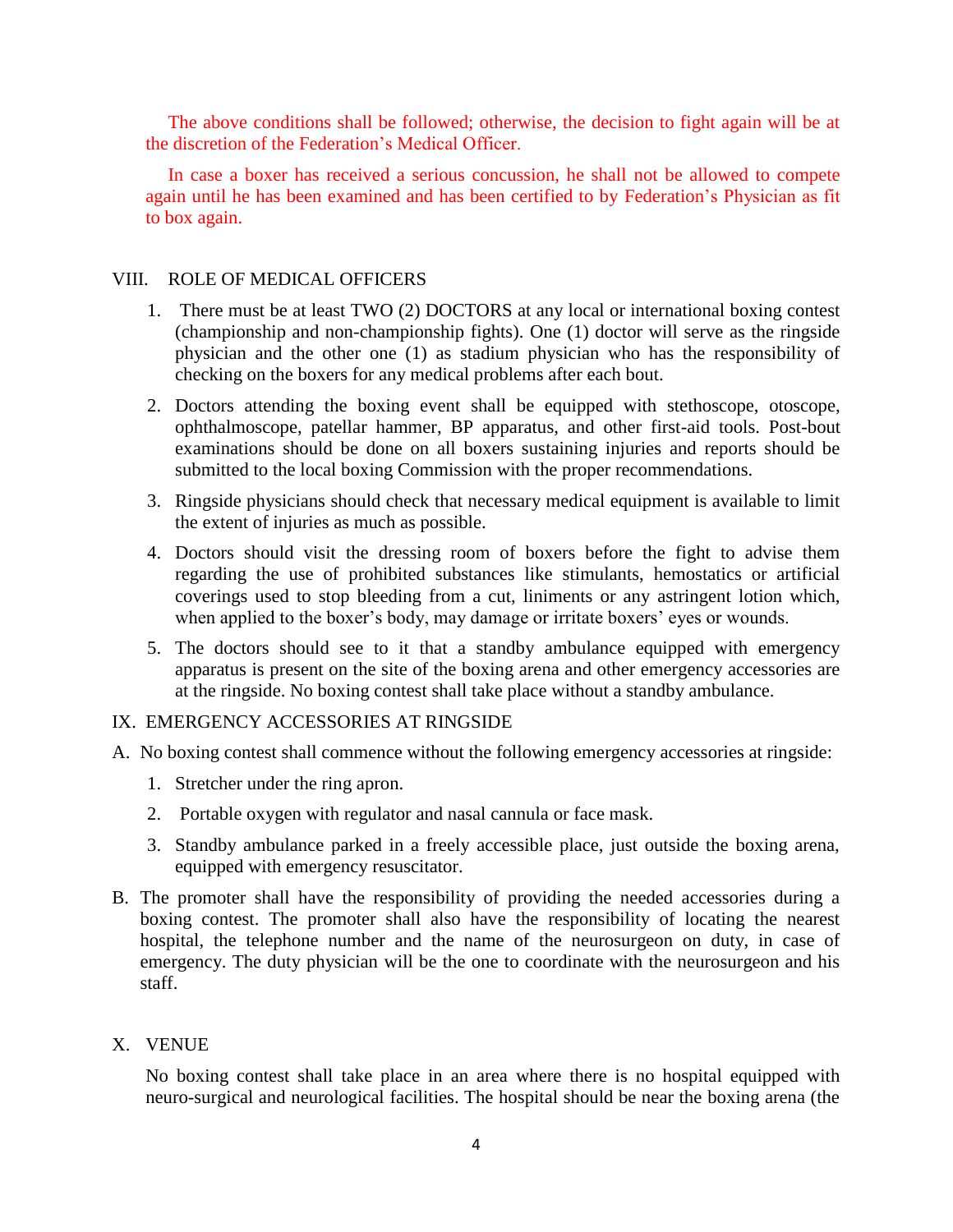The above conditions shall be followed; otherwise, the decision to fight again will be at the discretion of the Federation's Medical Officer.

In case a boxer has received a serious concussion, he shall not be allowed to compete again until he has been examined and has been certified to by Federation's Physician as fit to box again.

## VIII. ROLE OF MEDICAL OFFICERS

1. There must be at least TWO (2) DOCTORS at any local or international boxing contest (championship and non-championship fights). One (1) doctor will serve as the ringside physician and the other one (1) as stadium physician who has the responsibility of checking on the boxers for any medical problems after each bout.
2. Doctors attending the boxing event shall be equipped with stethoscope, otoscope, ophthalmoscope, patellar hammer, BP apparatus, and other first-aid tools. Post-bout examinations should be done on all boxers sustaining injuries and reports should be submitted to the local boxing Commission with the proper recommendations.
3. Ringside physicians should check that necessary medical equipment is available to limit the extent of injuries as much as possible.
4. Doctors should visit the dressing room of boxers before the fight to advise them regarding the use of prohibited substances like stimulants, hemostatics or artificial coverings used to stop bleeding from a cut, liniments or any astringent lotion which, when applied to the boxer's body, may damage or irritate boxers' eyes or wounds.
5. The doctors should see to it that a standby ambulance equipped with emergency apparatus is present on the site of the boxing arena and other emergency accessories are at the ringside. No boxing contest shall take place without a standby ambulance.

## IX. EMERGENCY ACCESSORIES AT RINGSIDE

A. No boxing contest shall commence without the following emergency accessories at ringside:

1. Stretcher under the ring apron.
2. Portable oxygen with regulator and nasal cannula or face mask.
3. Standby ambulance parked in a freely accessible place, just outside the boxing arena, equipped with emergency resuscitator.

B. The promoter shall have the responsibility of providing the needed accessories during a boxing contest. The promoter shall also have the responsibility of locating the nearest hospital, the telephone number and the name of the neurosurgeon on duty, in case of emergency. The duty physician will be the one to coordinate with the neurosurgeon and his staff.

## X. VENUE

No boxing contest shall take place in an area where there is no hospital equipped with neuro-surgical and neurological facilities. The hospital should be near the boxing arena (the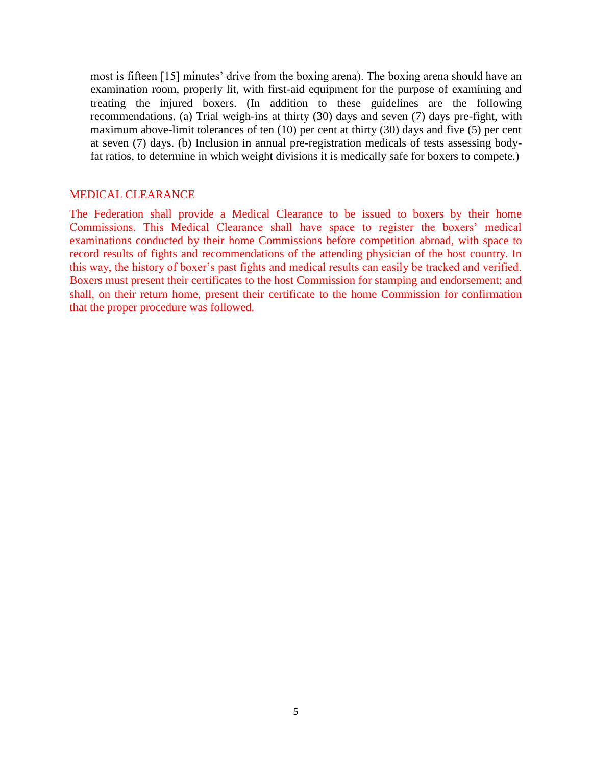most is fifteen [15] minutes' drive from the boxing arena). The boxing arena should have an examination room, properly lit, with first-aid equipment for the purpose of examining and treating the injured boxers. (In addition to these guidelines are the following recommendations. (a) Trial weigh-ins at thirty (30) days and seven (7) days pre-fight, with maximum above-limit tolerances of ten (10) per cent at thirty (30) days and five (5) per cent at seven (7) days. (b) Inclusion in annual pre-registration medicals of tests assessing body-fat ratios, to determine in which weight divisions it is medically safe for boxers to compete.)

## MEDICAL CLEARANCE

The Federation shall provide a Medical Clearance to be issued to boxers by their home Commissions. This Medical Clearance shall have space to register the boxers' medical examinations conducted by their home Commissions before competition abroad, with space to record results of fights and recommendations of the attending physician of the host country. In this way, the history of boxer's past fights and medical results can easily be tracked and verified. Boxers must present their certificates to the host Commission for stamping and endorsement; and shall, on their return home, present their certificate to the home Commission for confirmation that the proper procedure was followed.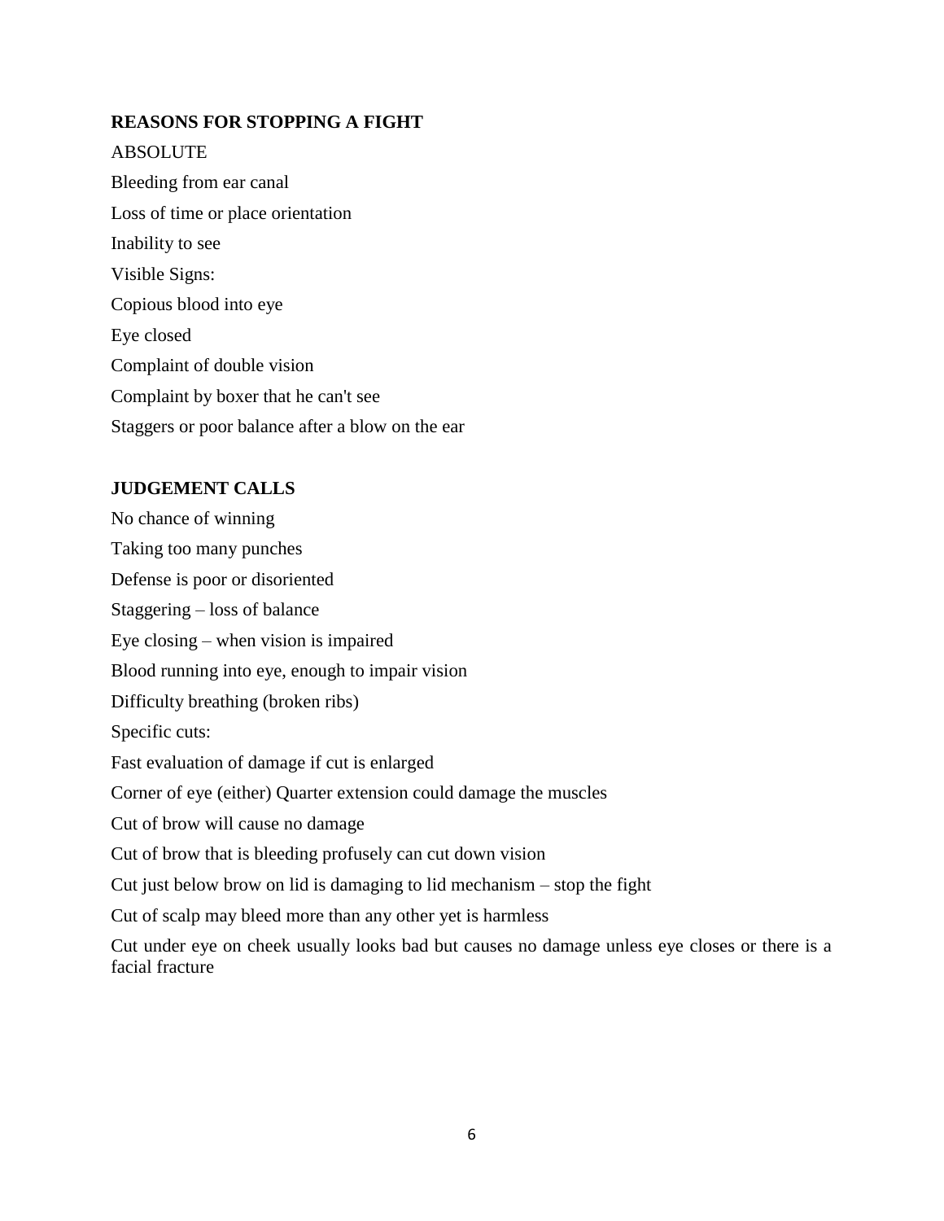## REASONS FOR STOPPING A FIGHT

ABSOLUTE

Bleeding from ear canal

Loss of time or place orientation

Inability to see

Visible Signs:

Copious blood into eye

Eye closed

Complaint of double vision

Complaint by boxer that he can't see

Staggers or poor balance after a blow on the ear

## JUDGEMENT CALLS

No chance of winning

Taking too many punches

Defense is poor or disoriented

Staggering – loss of balance

Eye closing – when vision is impaired

Blood running into eye, enough to impair vision

Difficulty breathing (broken ribs)

Specific cuts:

Fast evaluation of damage if cut is enlarged

Corner of eye (either) Quarter extension could damage the muscles

Cut of brow will cause no damage

Cut of brow that is bleeding profusely can cut down vision

Cut just below brow on lid is damaging to lid mechanism – stop the fight

Cut of scalp may bleed more than any other yet is harmless

Cut under eye on cheek usually looks bad but causes no damage unless eye closes or there is a facial fracture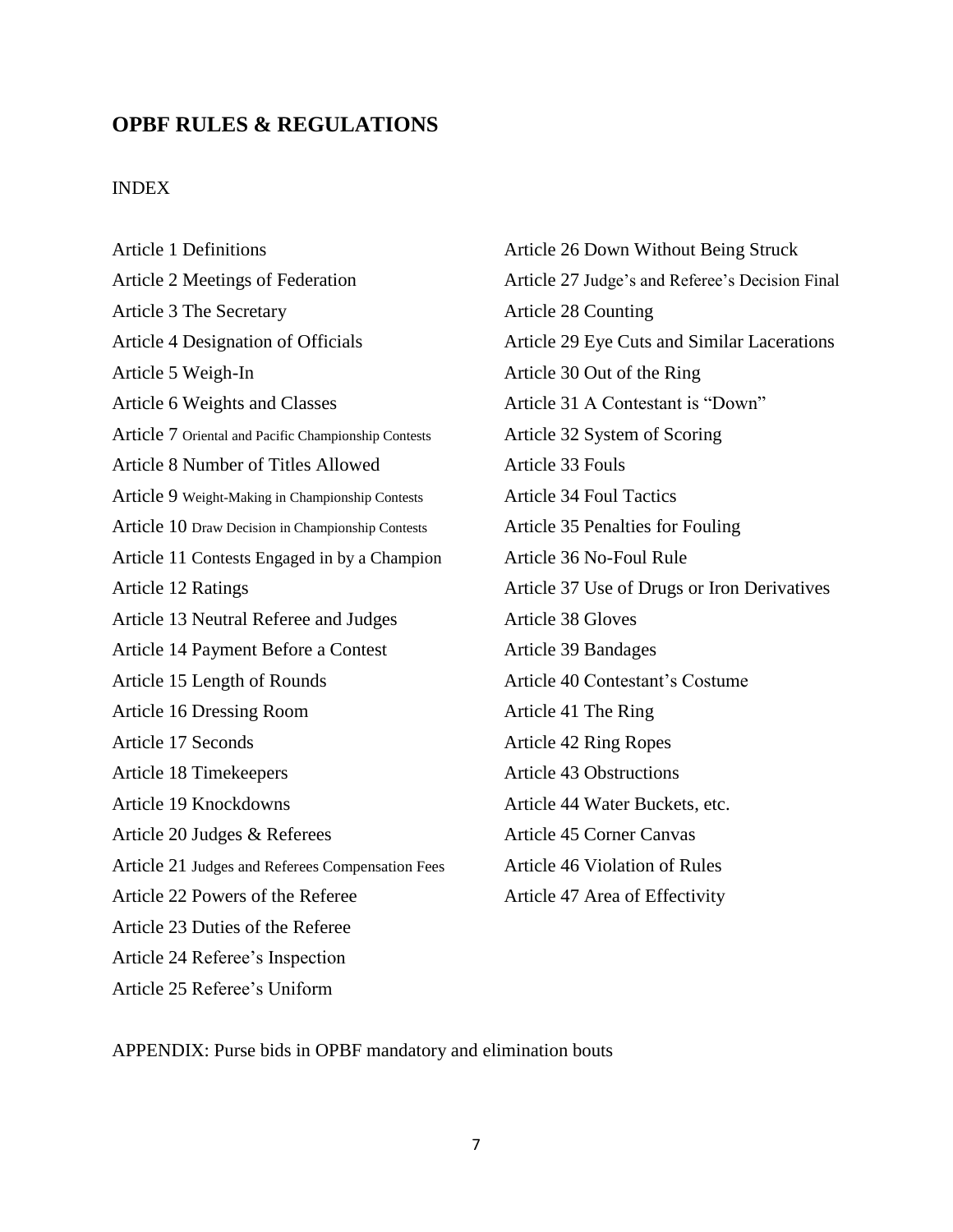## OPBF RULES & REGULATIONS

INDEX

Article 1 Definitions
Article 2 Meetings of Federation
Article 3 The Secretary
Article 4 Designation of Officials
Article 5 Weigh-In
Article 6 Weights and Classes
Article 7 Oriental and Pacific Championship Contests
Article 8 Number of Titles Allowed
Article 9 Weight-Making in Championship Contests
Article 10 Draw Decision in Championship Contests
Article 11 Contests Engaged in by a Champion
Article 12 Ratings
Article 13 Neutral Referee and Judges
Article 14 Payment Before a Contest
Article 15 Length of Rounds
Article 16 Dressing Room
Article 17 Seconds
Article 18 Timekeepers
Article 19 Knockdowns
Article 20 Judges & Referees
Article 21 Judges and Referees Compensation Fees
Article 22 Powers of the Referee
Article 23 Duties of the Referee
Article 24 Referee's Inspection
Article 25 Referee's Uniform
Article 26 Down Without Being Struck
Article 27 Judge's and Referee's Decision Final
Article 28 Counting
Article 29 Eye Cuts and Similar Lacerations
Article 30 Out of the Ring
Article 31 A Contestant is "Down"
Article 32 System of Scoring
Article 33 Fouls
Article 34 Foul Tactics
Article 35 Penalties for Fouling
Article 36 No-Foul Rule
Article 37 Use of Drugs or Iron Derivatives
Article 38 Gloves
Article 39 Bandages
Article 40 Contestant's Costume
Article 41 The Ring
Article 42 Ring Ropes
Article 43 Obstructions
Article 44 Water Buckets, etc.
Article 45 Corner Canvas
Article 46 Violation of Rules
Article 47 Area of Effectivity

APPENDIX: Purse bids in OPBF mandatory and elimination bouts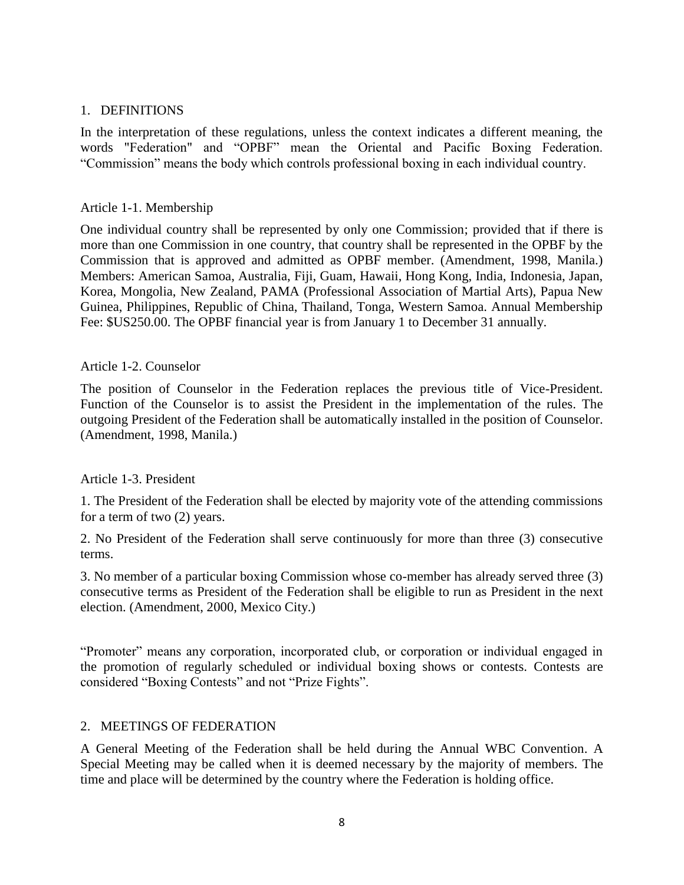## 1. DEFINITIONS

In the interpretation of these regulations, unless the context indicates a different meaning, the words "Federation" and "OPBF" mean the Oriental and Pacific Boxing Federation. "Commission" means the body which controls professional boxing in each individual country.

### Article 1-1. Membership

One individual country shall be represented by only one Commission; provided that if there is more than one Commission in one country, that country shall be represented in the OPBF by the Commission that is approved and admitted as OPBF member. (Amendment, 1998, Manila.) Members: American Samoa, Australia, Fiji, Guam, Hawaii, Hong Kong, India, Indonesia, Japan, Korea, Mongolia, New Zealand, PAMA (Professional Association of Martial Arts), Papua New Guinea, Philippines, Republic of China, Thailand, Tonga, Western Samoa. Annual Membership Fee: $US250.00. The OPBF financial year is from January 1 to December 31 annually.

### Article 1-2. Counselor

The position of Counselor in the Federation replaces the previous title of Vice-President. Function of the Counselor is to assist the President in the implementation of the rules. The outgoing President of the Federation shall be automatically installed in the position of Counselor. (Amendment, 1998, Manila.)

### Article 1-3. President

1. The President of the Federation shall be elected by majority vote of the attending commissions for a term of two (2) years.

2. No President of the Federation shall serve continuously for more than three (3) consecutive terms.

3. No member of a particular boxing Commission whose co-member has already served three (3) consecutive terms as President of the Federation shall be eligible to run as President in the next election. (Amendment, 2000, Mexico City.)

"Promoter" means any corporation, incorporated club, or corporation or individual engaged in the promotion of regularly scheduled or individual boxing shows or contests. Contests are considered "Boxing Contests" and not "Prize Fights".

## 2. MEETINGS OF FEDERATION

A General Meeting of the Federation shall be held during the Annual WBC Convention. A Special Meeting may be called when it is deemed necessary by the majority of members. The time and place will be determined by the country where the Federation is holding office.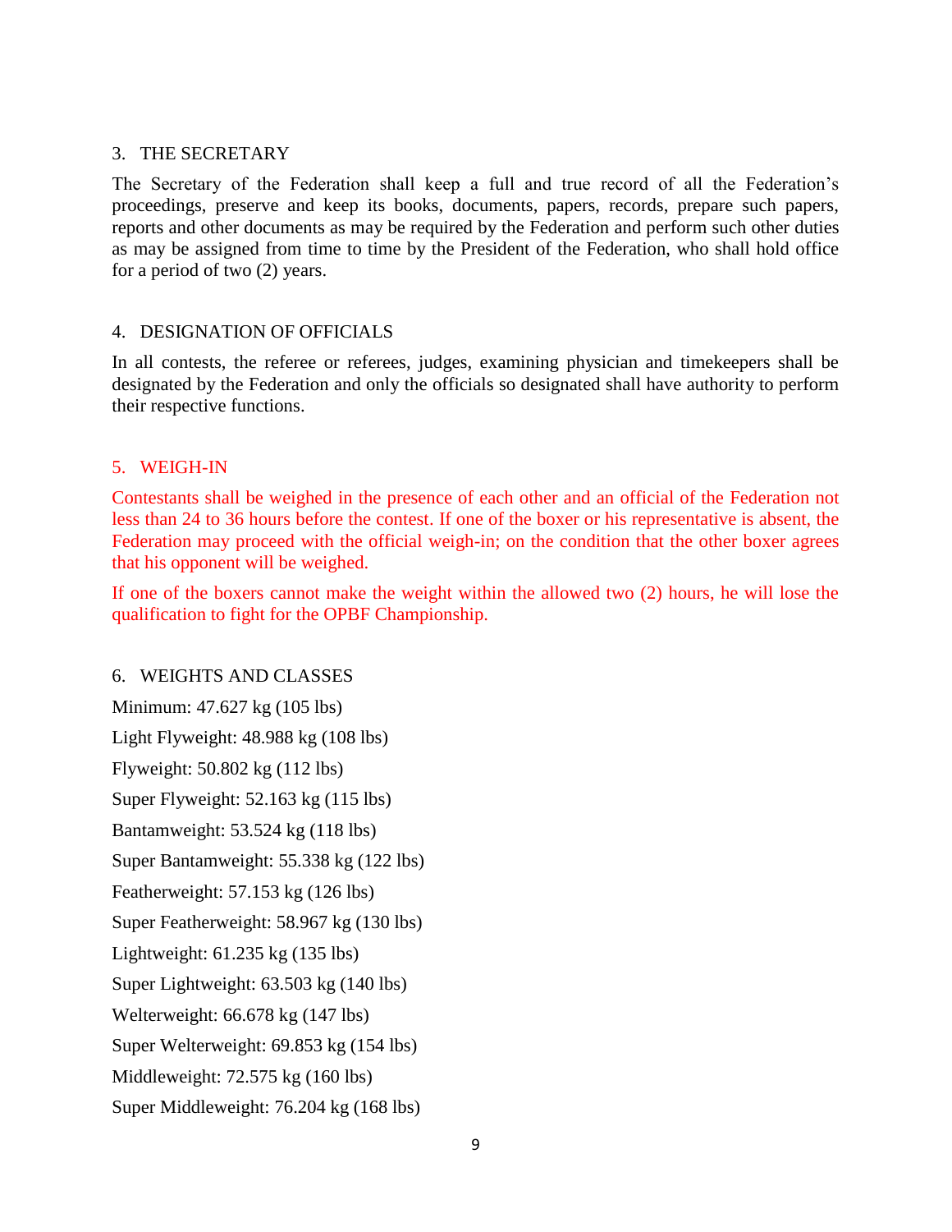## 3. THE SECRETARY

The Secretary of the Federation shall keep a full and true record of all the Federation's proceedings, preserve and keep its books, documents, papers, records, prepare such papers, reports and other documents as may be required by the Federation and perform such other duties as may be assigned from time to time by the President of the Federation, who shall hold office for a period of two (2) years.

## 4. DESIGNATION OF OFFICIALS

In all contests, the referee or referees, judges, examining physician and timekeepers shall be designated by the Federation and only the officials so designated shall have authority to perform their respective functions.

## 5. WEIGH-IN

Contestants shall be weighed in the presence of each other and an official of the Federation not less than 24 to 36 hours before the contest. If one of the boxer or his representative is absent, the Federation may proceed with the official weigh-in; on the condition that the other boxer agrees that his opponent will be weighed.

If one of the boxers cannot make the weight within the allowed two (2) hours, he will lose the qualification to fight for the OPBF Championship.

## 6. WEIGHTS AND CLASSES

Minimum: 47.627 kg (105 lbs)

Light Flyweight: 48.988 kg (108 lbs)

Flyweight: 50.802 kg (112 lbs)

Super Flyweight: 52.163 kg (115 lbs)

Bantamweight: 53.524 kg (118 lbs)

Super Bantamweight: 55.338 kg (122 lbs)

Featherweight: 57.153 kg (126 lbs)

Super Featherweight: 58.967 kg (130 lbs)

Lightweight: 61.235 kg (135 lbs)

Super Lightweight: 63.503 kg (140 lbs)

Welterweight: 66.678 kg (147 lbs)

Super Welterweight: 69.853 kg (154 lbs)

Middleweight: 72.575 kg (160 lbs)

Super Middleweight: 76.204 kg (168 lbs)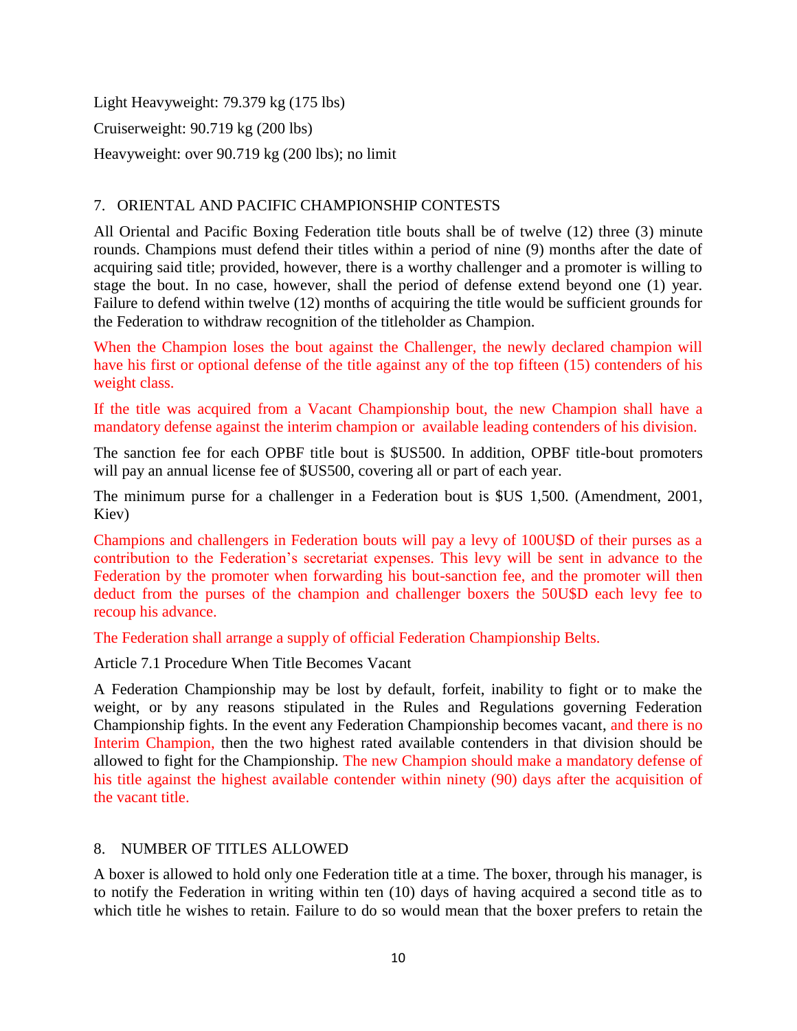Light Heavyweight: 79.379 kg (175 lbs)

Cruiserweight: 90.719 kg (200 lbs)

Heavyweight: over 90.719 kg (200 lbs); no limit

## 7. ORIENTAL AND PACIFIC CHAMPIONSHIP CONTESTS

All Oriental and Pacific Boxing Federation title bouts shall be of twelve (12) three (3) minute rounds. Champions must defend their titles within a period of nine (9) months after the date of acquiring said title; provided, however, there is a worthy challenger and a promoter is willing to stage the bout. In no case, however, shall the period of defense extend beyond one (1) year. Failure to defend within twelve (12) months of acquiring the title would be sufficient grounds for the Federation to withdraw recognition of the titleholder as Champion.

When the Champion loses the bout against the Challenger, the newly declared champion will have his first or optional defense of the title against any of the top fifteen (15) contenders of his weight class.

If the title was acquired from a Vacant Championship bout, the new Champion shall have a mandatory defense against the interim champion or available leading contenders of his division.

The sanction fee for each OPBF title bout is $US500. In addition, OPBF title-bout promoters will pay an annual license fee of $US500, covering all or part of each year.

The minimum purse for a challenger in a Federation bout is $US 1,500. (Amendment, 2001, Kiev)

Champions and challengers in Federation bouts will pay a levy of 100U$D of their purses as a contribution to the Federation's secretariat expenses. This levy will be sent in advance to the Federation by the promoter when forwarding his bout-sanction fee, and the promoter will then deduct from the purses of the champion and challenger boxers the 50U$D each levy fee to recoup his advance.

The Federation shall arrange a supply of official Federation Championship Belts.

### Article 7.1 Procedure When Title Becomes Vacant

A Federation Championship may be lost by default, forfeit, inability to fight or to make the weight, or by any reasons stipulated in the Rules and Regulations governing Federation Championship fights. In the event any Federation Championship becomes vacant, and there is no Interim Champion, then the two highest rated available contenders in that division should be allowed to fight for the Championship. The new Champion should make a mandatory defense of his title against the highest available contender within ninety (90) days after the acquisition of the vacant title.

## 8. NUMBER OF TITLES ALLOWED

A boxer is allowed to hold only one Federation title at a time. The boxer, through his manager, is to notify the Federation in writing within ten (10) days of having acquired a second title as to which title he wishes to retain. Failure to do so would mean that the boxer prefers to retain the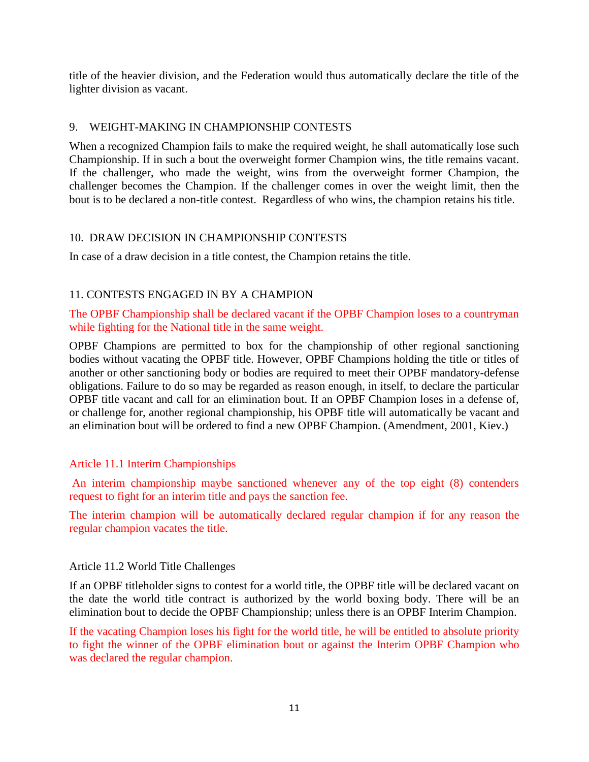title of the heavier division, and the Federation would thus automatically declare the title of the lighter division as vacant.

## 9. WEIGHT-MAKING IN CHAMPIONSHIP CONTESTS

When a recognized Champion fails to make the required weight, he shall automatically lose such Championship. If in such a bout the overweight former Champion wins, the title remains vacant. If the challenger, who made the weight, wins from the overweight former Champion, the challenger becomes the Champion. If the challenger comes in over the weight limit, then the bout is to be declared a non-title contest. Regardless of who wins, the champion retains his title.

## 10. DRAW DECISION IN CHAMPIONSHIP CONTESTS

In case of a draw decision in a title contest, the Champion retains the title.

## 11. CONTESTS ENGAGED IN BY A CHAMPION

The OPBF Championship shall be declared vacant if the OPBF Champion loses to a countryman while fighting for the National title in the same weight.

OPBF Champions are permitted to box for the championship of other regional sanctioning bodies without vacating the OPBF title. However, OPBF Champions holding the title or titles of another or other sanctioning body or bodies are required to meet their OPBF mandatory-defense obligations. Failure to do so may be regarded as reason enough, in itself, to declare the particular OPBF title vacant and call for an elimination bout. If an OPBF Champion loses in a defense of, or challenge for, another regional championship, his OPBF title will automatically be vacant and an elimination bout will be ordered to find a new OPBF Champion. (Amendment, 2001, Kiev.)

### Article 11.1 Interim Championships

An interim championship maybe sanctioned whenever any of the top eight (8) contenders request to fight for an interim title and pays the sanction fee.

The interim champion will be automatically declared regular champion if for any reason the regular champion vacates the title.

### Article 11.2 World Title Challenges

If an OPBF titleholder signs to contest for a world title, the OPBF title will be declared vacant on the date the world title contract is authorized by the world boxing body. There will be an elimination bout to decide the OPBF Championship; unless there is an OPBF Interim Champion.

If the vacating Champion loses his fight for the world title, he will be entitled to absolute priority to fight the winner of the OPBF elimination bout or against the Interim OPBF Champion who was declared the regular champion.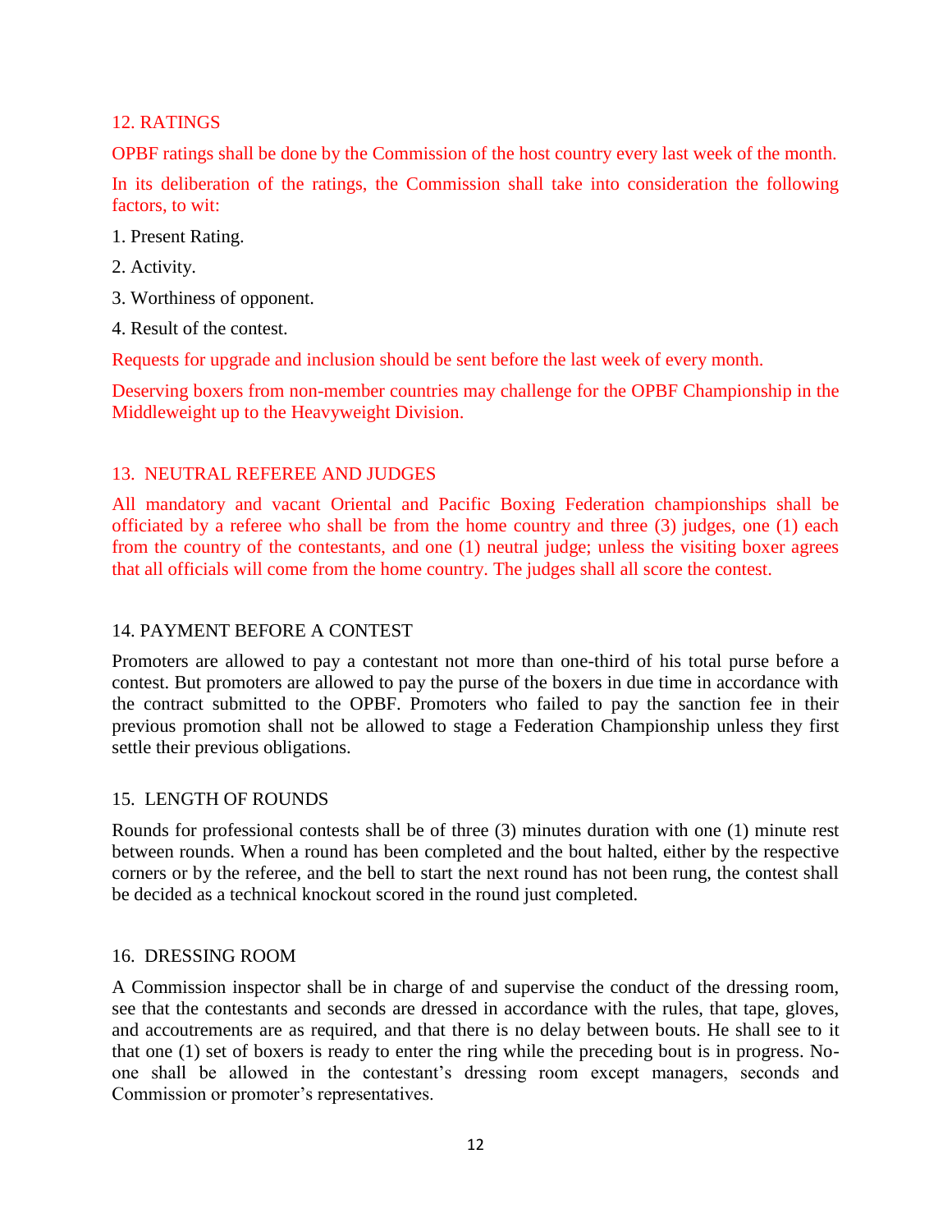## 12. RATINGS

OPBF ratings shall be done by the Commission of the host country every last week of the month.

In its deliberation of the ratings, the Commission shall take into consideration the following factors, to wit:

1. Present Rating.
2. Activity.
3. Worthiness of opponent.
4. Result of the contest.

Requests for upgrade and inclusion should be sent before the last week of every month.

Deserving boxers from non-member countries may challenge for the OPBF Championship in the Middleweight up to the Heavyweight Division.

## 13. NEUTRAL REFEREE AND JUDGES

All mandatory and vacant Oriental and Pacific Boxing Federation championships shall be officiated by a referee who shall be from the home country and three (3) judges, one (1) each from the country of the contestants, and one (1) neutral judge; unless the visiting boxer agrees that all officials will come from the home country. The judges shall all score the contest.

## 14. PAYMENT BEFORE A CONTEST

Promoters are allowed to pay a contestant not more than one-third of his total purse before a contest. But promoters are allowed to pay the purse of the boxers in due time in accordance with the contract submitted to the OPBF. Promoters who failed to pay the sanction fee in their previous promotion shall not be allowed to stage a Federation Championship unless they first settle their previous obligations.

## 15. LENGTH OF ROUNDS

Rounds for professional contests shall be of three (3) minutes duration with one (1) minute rest between rounds. When a round has been completed and the bout halted, either by the respective corners or by the referee, and the bell to start the next round has not been rung, the contest shall be decided as a technical knockout scored in the round just completed.

## 16. DRESSING ROOM

A Commission inspector shall be in charge of and supervise the conduct of the dressing room, see that the contestants and seconds are dressed in accordance with the rules, that tape, gloves, and accoutrements are as required, and that there is no delay between bouts. He shall see to it that one (1) set of boxers is ready to enter the ring while the preceding bout is in progress. No-one shall be allowed in the contestant's dressing room except managers, seconds and Commission or promoter's representatives.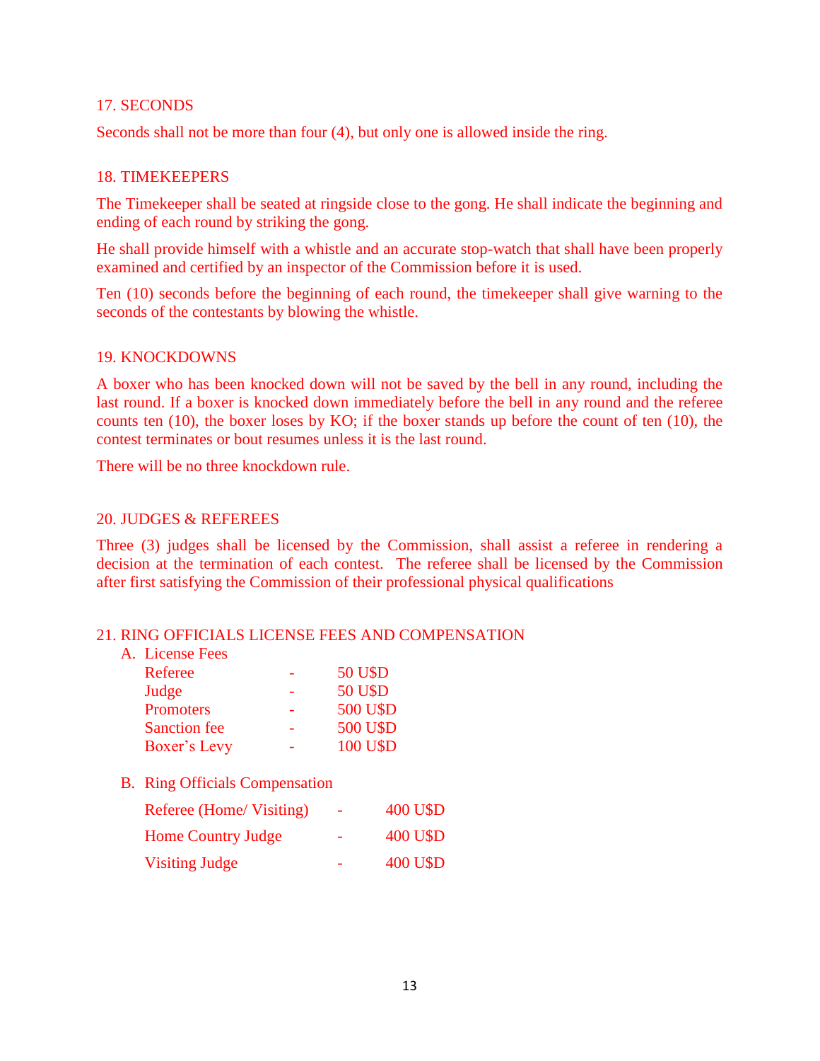## 17. SECONDS

Seconds shall not be more than four (4), but only one is allowed inside the ring.

## 18. TIMEKEEPERS

The Timekeeper shall be seated at ringside close to the gong. He shall indicate the beginning and ending of each round by striking the gong.

He shall provide himself with a whistle and an accurate stop-watch that shall have been properly examined and certified by an inspector of the Commission before it is used.

Ten (10) seconds before the beginning of each round, the timekeeper shall give warning to the seconds of the contestants by blowing the whistle.

## 19. KNOCKDOWNS

A boxer who has been knocked down will not be saved by the bell in any round, including the last round. If a boxer is knocked down immediately before the bell in any round and the referee counts ten (10), the boxer loses by KO; if the boxer stands up before the count of ten (10), the contest terminates or bout resumes unless it is the last round.

There will be no three knockdown rule.

## 20. JUDGES & REFEREES

Three (3) judges shall be licensed by the Commission, shall assist a referee in rendering a decision at the termination of each contest. The referee shall be licensed by the Commission after first satisfying the Commission of their professional physical qualifications

## 21. RING OFFICIALS LICENSE FEES AND COMPENSATION

A. License Fees

| | | |
|---|---|---|
| Referee | - | 50 U$D |
| Judge | - | 50 U$D |
| Promoters | - | 500 U$D |
| Sanction fee | - | 500 U$D |
| Boxer's Levy | - | 100 U$D |

B. Ring Officials Compensation

| | | |
|---|---|---|
| Referee (Home/ Visiting) | - | 400 U$D |
| Home Country Judge | - | 400 U$D |
| Visiting Judge | - | 400 U$D |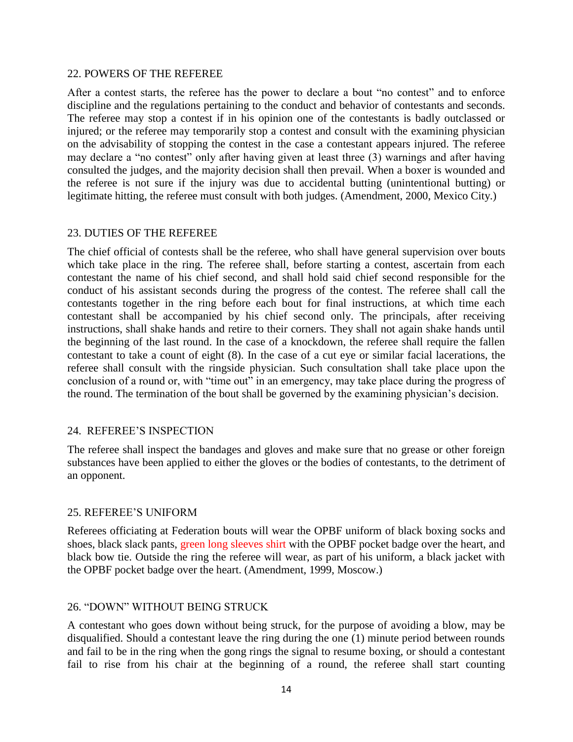## 22. POWERS OF THE REFEREE

After a contest starts, the referee has the power to declare a bout "no contest" and to enforce discipline and the regulations pertaining to the conduct and behavior of contestants and seconds. The referee may stop a contest if in his opinion one of the contestants is badly outclassed or injured; or the referee may temporarily stop a contest and consult with the examining physician on the advisability of stopping the contest in the case a contestant appears injured. The referee may declare a "no contest" only after having given at least three (3) warnings and after having consulted the judges, and the majority decision shall then prevail. When a boxer is wounded and the referee is not sure if the injury was due to accidental butting (unintentional butting) or legitimate hitting, the referee must consult with both judges. (Amendment, 2000, Mexico City.)

## 23. DUTIES OF THE REFEREE

The chief official of contests shall be the referee, who shall have general supervision over bouts which take place in the ring. The referee shall, before starting a contest, ascertain from each contestant the name of his chief second, and shall hold said chief second responsible for the conduct of his assistant seconds during the progress of the contest. The referee shall call the contestants together in the ring before each bout for final instructions, at which time each contestant shall be accompanied by his chief second only. The principals, after receiving instructions, shall shake hands and retire to their corners. They shall not again shake hands until the beginning of the last round. In the case of a knockdown, the referee shall require the fallen contestant to take a count of eight (8). In the case of a cut eye or similar facial lacerations, the referee shall consult with the ringside physician. Such consultation shall take place upon the conclusion of a round or, with "time out" in an emergency, may take place during the progress of the round. The termination of the bout shall be governed by the examining physician's decision.

## 24. REFEREE'S INSPECTION

The referee shall inspect the bandages and gloves and make sure that no grease or other foreign substances have been applied to either the gloves or the bodies of contestants, to the detriment of an opponent.

## 25. REFEREE'S UNIFORM

Referees officiating at Federation bouts will wear the OPBF uniform of black boxing socks and shoes, black slack pants, green long sleeves shirt with the OPBF pocket badge over the heart, and black bow tie. Outside the ring the referee will wear, as part of his uniform, a black jacket with the OPBF pocket badge over the heart. (Amendment, 1999, Moscow.)

## 26. "DOWN" WITHOUT BEING STRUCK

A contestant who goes down without being struck, for the purpose of avoiding a blow, may be disqualified. Should a contestant leave the ring during the one (1) minute period between rounds and fail to be in the ring when the gong rings the signal to resume boxing, or should a contestant fail to rise from his chair at the beginning of a round, the referee shall start counting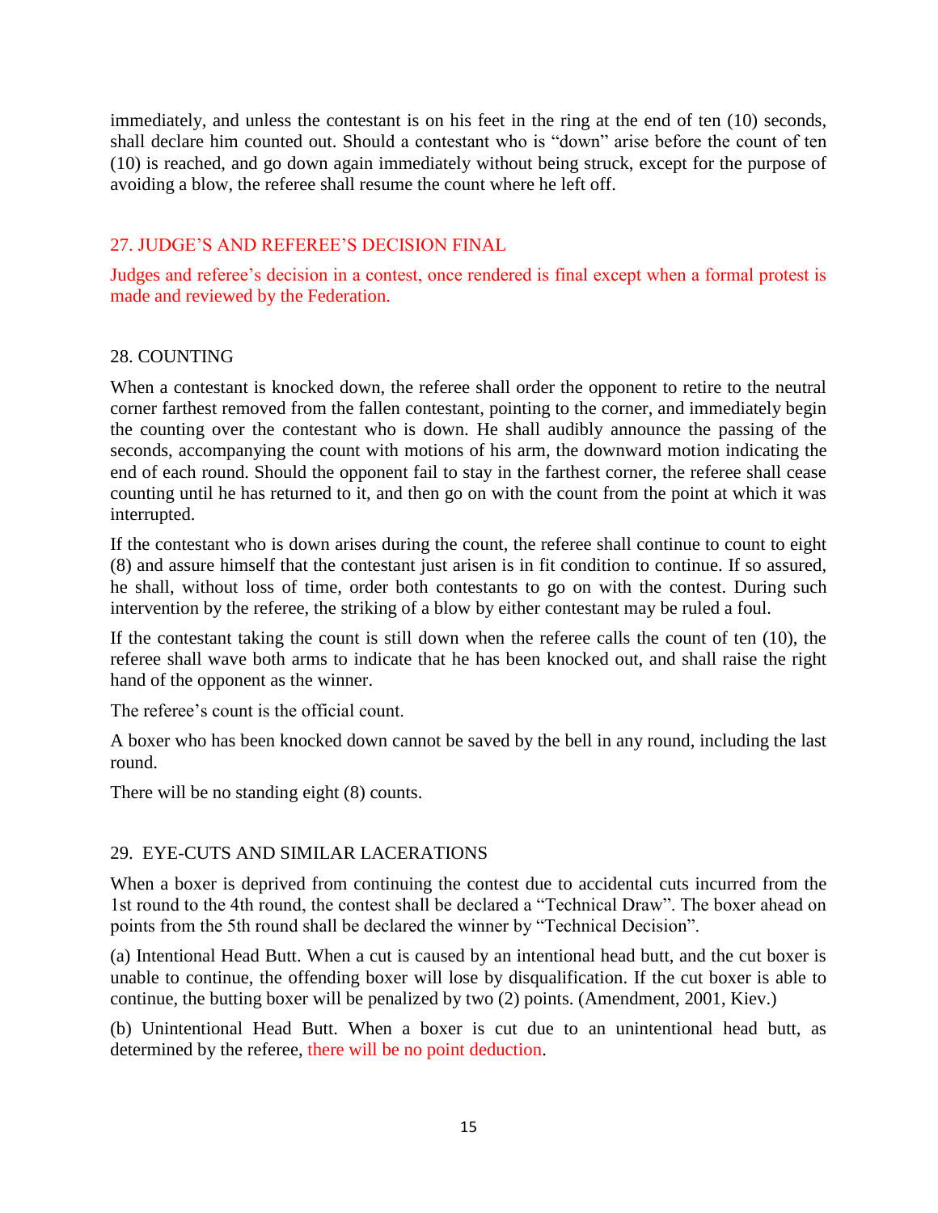immediately, and unless the contestant is on his feet in the ring at the end of ten (10) seconds, shall declare him counted out. Should a contestant who is "down" arise before the count of ten (10) is reached, and go down again immediately without being struck, except for the purpose of avoiding a blow, the referee shall resume the count where he left off.

## 27. JUDGE'S AND REFEREE'S DECISION FINAL

Judges and referee's decision in a contest, once rendered is final except when a formal protest is made and reviewed by the Federation.

## 28. COUNTING

When a contestant is knocked down, the referee shall order the opponent to retire to the neutral corner farthest removed from the fallen contestant, pointing to the corner, and immediately begin the counting over the contestant who is down. He shall audibly announce the passing of the seconds, accompanying the count with motions of his arm, the downward motion indicating the end of each round. Should the opponent fail to stay in the farthest corner, the referee shall cease counting until he has returned to it, and then go on with the count from the point at which it was interrupted.

If the contestant who is down arises during the count, the referee shall continue to count to eight (8) and assure himself that the contestant just arisen is in fit condition to continue. If so assured, he shall, without loss of time, order both contestants to go on with the contest. During such intervention by the referee, the striking of a blow by either contestant may be ruled a foul.

If the contestant taking the count is still down when the referee calls the count of ten (10), the referee shall wave both arms to indicate that he has been knocked out, and shall raise the right hand of the opponent as the winner.

The referee's count is the official count.

A boxer who has been knocked down cannot be saved by the bell in any round, including the last round.

There will be no standing eight (8) counts.

## 29. EYE-CUTS AND SIMILAR LACERATIONS

When a boxer is deprived from continuing the contest due to accidental cuts incurred from the 1st round to the 4th round, the contest shall be declared a "Technical Draw". The boxer ahead on points from the 5th round shall be declared the winner by "Technical Decision".

(a) Intentional Head Butt. When a cut is caused by an intentional head butt, and the cut boxer is unable to continue, the offending boxer will lose by disqualification. If the cut boxer is able to continue, the butting boxer will be penalized by two (2) points. (Amendment, 2001, Kiev.)

(b) Unintentional Head Butt. When a boxer is cut due to an unintentional head butt, as determined by the referee, there will be no point deduction.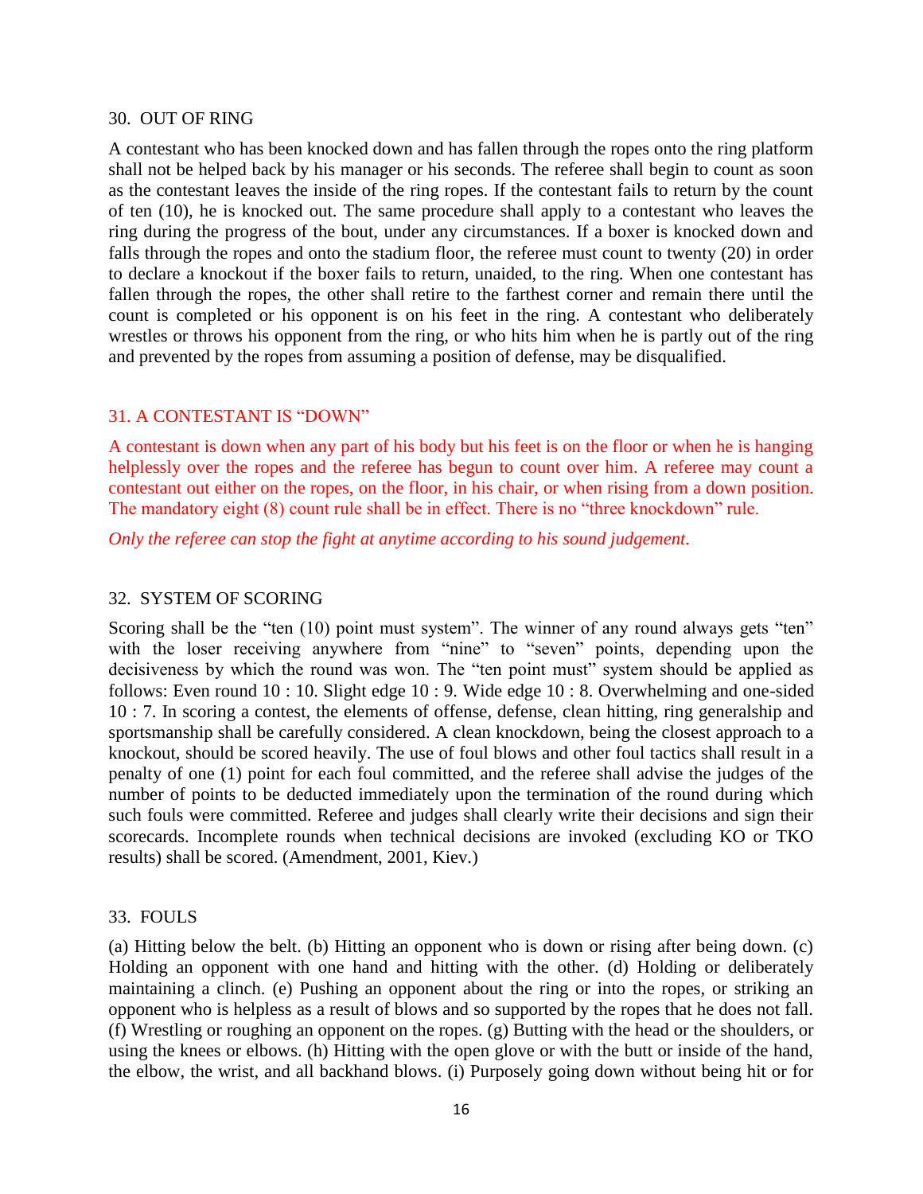## 30. OUT OF RING

A contestant who has been knocked down and has fallen through the ropes onto the ring platform shall not be helped back by his manager or his seconds. The referee shall begin to count as soon as the contestant leaves the inside of the ring ropes. If the contestant fails to return by the count of ten (10), he is knocked out. The same procedure shall apply to a contestant who leaves the ring during the progress of the bout, under any circumstances. If a boxer is knocked down and falls through the ropes and onto the stadium floor, the referee must count to twenty (20) in order to declare a knockout if the boxer fails to return, unaided, to the ring. When one contestant has fallen through the ropes, the other shall retire to the farthest corner and remain there until the count is completed or his opponent is on his feet in the ring. A contestant who deliberately wrestles or throws his opponent from the ring, or who hits him when he is partly out of the ring and prevented by the ropes from assuming a position of defense, may be disqualified.

## 31. A CONTESTANT IS "DOWN"

A contestant is down when any part of his body but his feet is on the floor or when he is hanging helplessly over the ropes and the referee has begun to count over him. A referee may count a contestant out either on the ropes, on the floor, in his chair, or when rising from a down position. The mandatory eight (8) count rule shall be in effect. There is no "three knockdown" rule.

*Only the referee can stop the fight at anytime according to his sound judgement.*

## 32. SYSTEM OF SCORING

Scoring shall be the "ten (10) point must system". The winner of any round always gets "ten" with the loser receiving anywhere from "nine" to "seven" points, depending upon the decisiveness by which the round was won. The "ten point must" system should be applied as follows: Even round 10 : 10. Slight edge 10 : 9. Wide edge 10 : 8. Overwhelming and one-sided 10 : 7. In scoring a contest, the elements of offense, defense, clean hitting, ring generalship and sportsmanship shall be carefully considered. A clean knockdown, being the closest approach to a knockout, should be scored heavily. The use of foul blows and other foul tactics shall result in a penalty of one (1) point for each foul committed, and the referee shall advise the judges of the number of points to be deducted immediately upon the termination of the round during which such fouls were committed. Referee and judges shall clearly write their decisions and sign their scorecards. Incomplete rounds when technical decisions are invoked (excluding KO or TKO results) shall be scored. (Amendment, 2001, Kiev.)

## 33. FOULS

(a) Hitting below the belt. (b) Hitting an opponent who is down or rising after being down. (c) Holding an opponent with one hand and hitting with the other. (d) Holding or deliberately maintaining a clinch. (e) Pushing an opponent about the ring or into the ropes, or striking an opponent who is helpless as a result of blows and so supported by the ropes that he does not fall. (f) Wrestling or roughing an opponent on the ropes. (g) Butting with the head or the shoulders, or using the knees or elbows. (h) Hitting with the open glove or with the butt or inside of the hand, the elbow, the wrist, and all backhand blows. (i) Purposely going down without being hit or for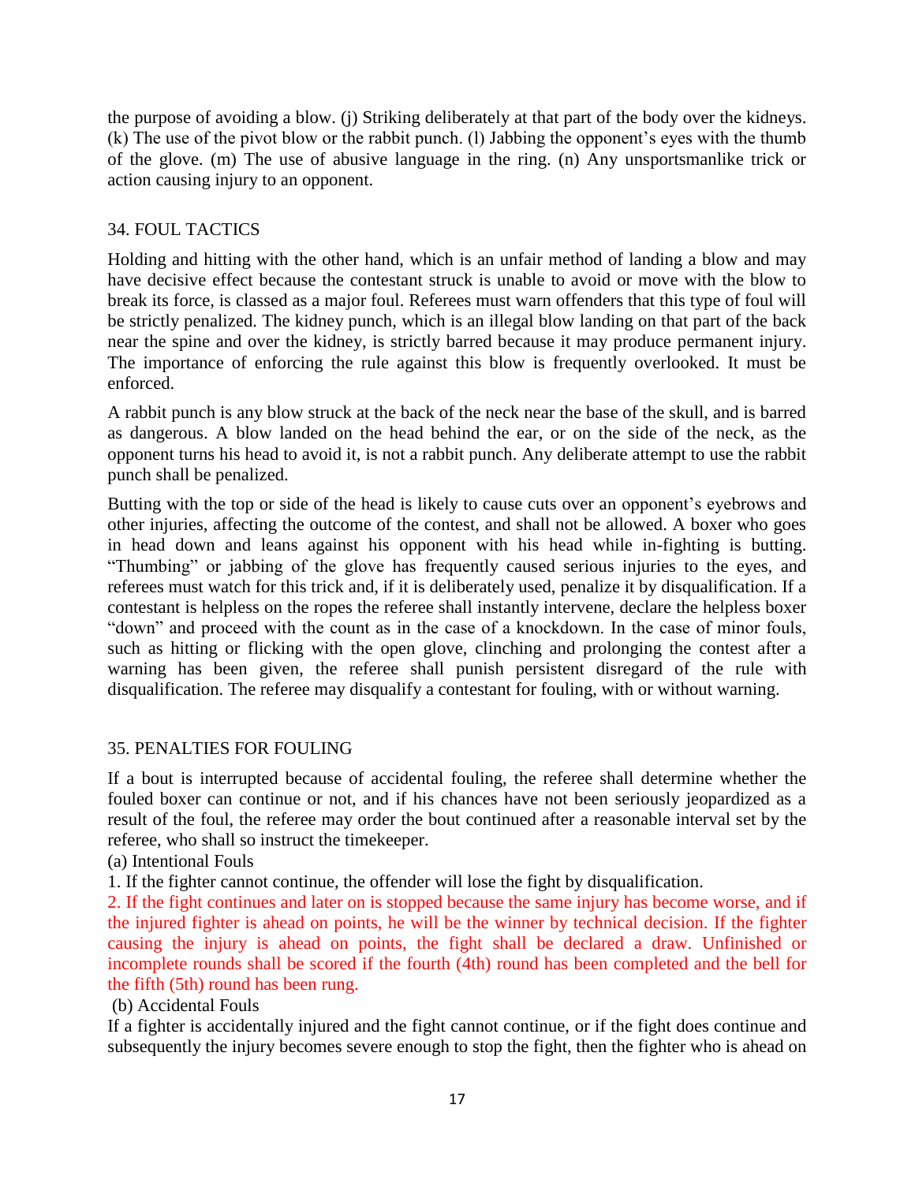the purpose of avoiding a blow. (j) Striking deliberately at that part of the body over the kidneys. (k) The use of the pivot blow or the rabbit punch. (l) Jabbing the opponent's eyes with the thumb of the glove. (m) The use of abusive language in the ring. (n) Any unsportsmanlike trick or action causing injury to an opponent.

## 34. FOUL TACTICS

Holding and hitting with the other hand, which is an unfair method of landing a blow and may have decisive effect because the contestant struck is unable to avoid or move with the blow to break its force, is classed as a major foul. Referees must warn offenders that this type of foul will be strictly penalized. The kidney punch, which is an illegal blow landing on that part of the back near the spine and over the kidney, is strictly barred because it may produce permanent injury. The importance of enforcing the rule against this blow is frequently overlooked. It must be enforced.

A rabbit punch is any blow struck at the back of the neck near the base of the skull, and is barred as dangerous. A blow landed on the head behind the ear, or on the side of the neck, as the opponent turns his head to avoid it, is not a rabbit punch. Any deliberate attempt to use the rabbit punch shall be penalized.

Butting with the top or side of the head is likely to cause cuts over an opponent's eyebrows and other injuries, affecting the outcome of the contest, and shall not be allowed. A boxer who goes in head down and leans against his opponent with his head while in-fighting is butting. "Thumbing" or jabbing of the glove has frequently caused serious injuries to the eyes, and referees must watch for this trick and, if it is deliberately used, penalize it by disqualification. If a contestant is helpless on the ropes the referee shall instantly intervene, declare the helpless boxer "down" and proceed with the count as in the case of a knockdown. In the case of minor fouls, such as hitting or flicking with the open glove, clinching and prolonging the contest after a warning has been given, the referee shall punish persistent disregard of the rule with disqualification. The referee may disqualify a contestant for fouling, with or without warning.

## 35. PENALTIES FOR FOULING

If a bout is interrupted because of accidental fouling, the referee shall determine whether the fouled boxer can continue or not, and if his chances have not been seriously jeopardized as a result of the foul, the referee may order the bout continued after a reasonable interval set by the referee, who shall so instruct the timekeeper.

(a) Intentional Fouls

1. If the fighter cannot continue, the offender will lose the fight by disqualification.

2. If the fight continues and later on is stopped because the same injury has become worse, and if the injured fighter is ahead on points, he will be the winner by technical decision. If the fighter causing the injury is ahead on points, the fight shall be declared a draw. Unfinished or incomplete rounds shall be scored if the fourth (4th) round has been completed and the bell for the fifth (5th) round has been rung.

(b) Accidental Fouls

If a fighter is accidentally injured and the fight cannot continue, or if the fight does continue and subsequently the injury becomes severe enough to stop the fight, then the fighter who is ahead on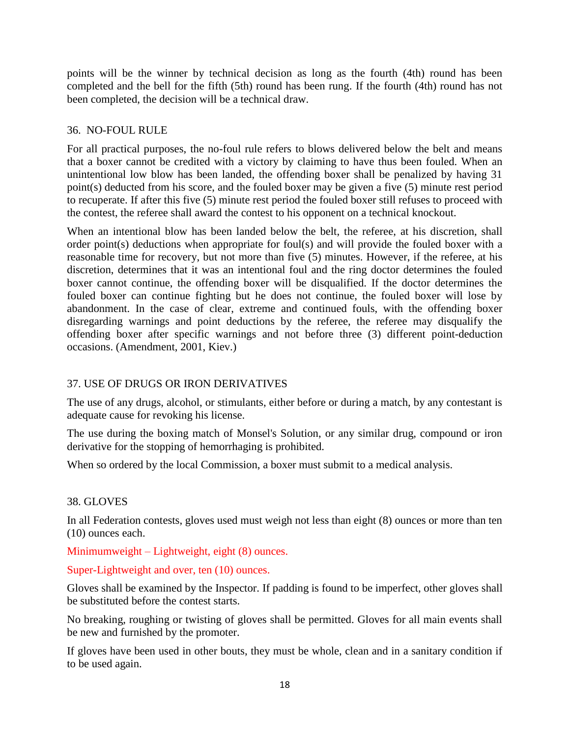points will be the winner by technical decision as long as the fourth (4th) round has been completed and the bell for the fifth (5th) round has been rung. If the fourth (4th) round has not been completed, the decision will be a technical draw.

## 36. NO-FOUL RULE

For all practical purposes, the no-foul rule refers to blows delivered below the belt and means that a boxer cannot be credited with a victory by claiming to have thus been fouled. When an unintentional low blow has been landed, the offending boxer shall be penalized by having 31 point(s) deducted from his score, and the fouled boxer may be given a five (5) minute rest period to recuperate. If after this five (5) minute rest period the fouled boxer still refuses to proceed with the contest, the referee shall award the contest to his opponent on a technical knockout.

When an intentional blow has been landed below the belt, the referee, at his discretion, shall order point(s) deductions when appropriate for foul(s) and will provide the fouled boxer with a reasonable time for recovery, but not more than five (5) minutes. However, if the referee, at his discretion, determines that it was an intentional foul and the ring doctor determines the fouled boxer cannot continue, the offending boxer will be disqualified. If the doctor determines the fouled boxer can continue fighting but he does not continue, the fouled boxer will lose by abandonment. In the case of clear, extreme and continued fouls, with the offending boxer disregarding warnings and point deductions by the referee, the referee may disqualify the offending boxer after specific warnings and not before three (3) different point-deduction occasions. (Amendment, 2001, Kiev.)

## 37. USE OF DRUGS OR IRON DERIVATIVES

The use of any drugs, alcohol, or stimulants, either before or during a match, by any contestant is adequate cause for revoking his license.

The use during the boxing match of Monsel's Solution, or any similar drug, compound or iron derivative for the stopping of hemorrhaging is prohibited.

When so ordered by the local Commission, a boxer must submit to a medical analysis.

## 38. GLOVES

In all Federation contests, gloves used must weigh not less than eight (8) ounces or more than ten (10) ounces each.

Minimumweight – Lightweight, eight (8) ounces.

Super-Lightweight and over, ten (10) ounces.

Gloves shall be examined by the Inspector. If padding is found to be imperfect, other gloves shall be substituted before the contest starts.

No breaking, roughing or twisting of gloves shall be permitted. Gloves for all main events shall be new and furnished by the promoter.

If gloves have been used in other bouts, they must be whole, clean and in a sanitary condition if to be used again.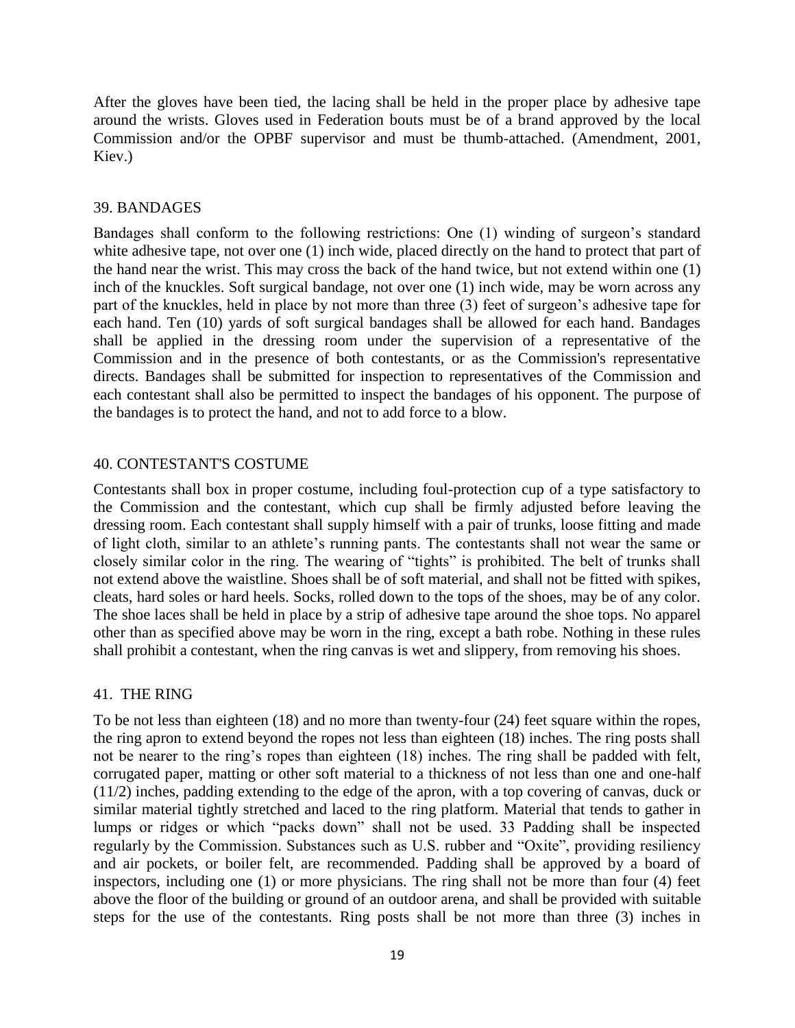After the gloves have been tied, the lacing shall be held in the proper place by adhesive tape around the wrists. Gloves used in Federation bouts must be of a brand approved by the local Commission and/or the OPBF supervisor and must be thumb-attached. (Amendment, 2001, Kiev.)

## 39. BANDAGES

Bandages shall conform to the following restrictions: One (1) winding of surgeon's standard white adhesive tape, not over one (1) inch wide, placed directly on the hand to protect that part of the hand near the wrist. This may cross the back of the hand twice, but not extend within one (1) inch of the knuckles. Soft surgical bandage, not over one (1) inch wide, may be worn across any part of the knuckles, held in place by not more than three (3) feet of surgeon's adhesive tape for each hand. Ten (10) yards of soft surgical bandages shall be allowed for each hand. Bandages shall be applied in the dressing room under the supervision of a representative of the Commission and in the presence of both contestants, or as the Commission's representative directs. Bandages shall be submitted for inspection to representatives of the Commission and each contestant shall also be permitted to inspect the bandages of his opponent. The purpose of the bandages is to protect the hand, and not to add force to a blow.

## 40. CONTESTANT'S COSTUME

Contestants shall box in proper costume, including foul-protection cup of a type satisfactory to the Commission and the contestant, which cup shall be firmly adjusted before leaving the dressing room. Each contestant shall supply himself with a pair of trunks, loose fitting and made of light cloth, similar to an athlete's running pants. The contestants shall not wear the same or closely similar color in the ring. The wearing of "tights" is prohibited. The belt of trunks shall not extend above the waistline. Shoes shall be of soft material, and shall not be fitted with spikes, cleats, hard soles or hard heels. Socks, rolled down to the tops of the shoes, may be of any color. The shoe laces shall be held in place by a strip of adhesive tape around the shoe tops. No apparel other than as specified above may be worn in the ring, except a bath robe. Nothing in these rules shall prohibit a contestant, when the ring canvas is wet and slippery, from removing his shoes.

## 41. THE RING

To be not less than eighteen (18) and no more than twenty-four (24) feet square within the ropes, the ring apron to extend beyond the ropes not less than eighteen (18) inches. The ring posts shall not be nearer to the ring's ropes than eighteen (18) inches. The ring shall be padded with felt, corrugated paper, matting or other soft material to a thickness of not less than one and one-half (11/2) inches, padding extending to the edge of the apron, with a top covering of canvas, duck or similar material tightly stretched and laced to the ring platform. Material that tends to gather in lumps or ridges or which "packs down" shall not be used. 33 Padding shall be inspected regularly by the Commission. Substances such as U.S. rubber and "Oxite", providing resiliency and air pockets, or boiler felt, are recommended. Padding shall be approved by a board of inspectors, including one (1) or more physicians. The ring shall not be more than four (4) feet above the floor of the building or ground of an outdoor arena, and shall be provided with suitable steps for the use of the contestants. Ring posts shall be not more than three (3) inches in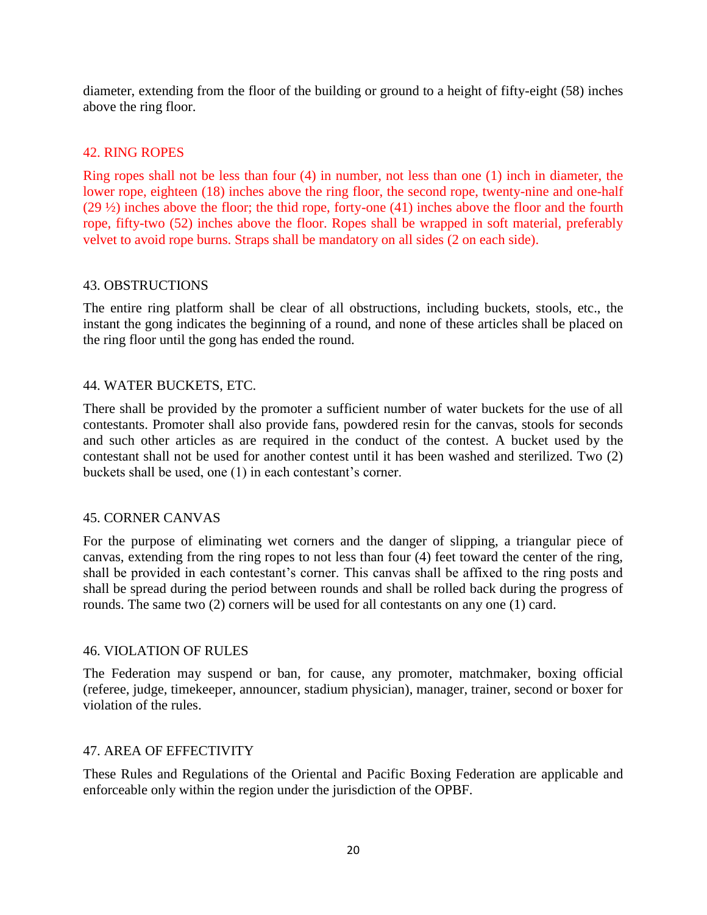diameter, extending from the floor of the building or ground to a height of fifty-eight (58) inches above the ring floor.

## 42. RING ROPES

Ring ropes shall not be less than four (4) in number, not less than one (1) inch in diameter, the lower rope, eighteen (18) inches above the ring floor, the second rope, twenty-nine and one-half (29 ½) inches above the floor; the thid rope, forty-one (41) inches above the floor and the fourth rope, fifty-two (52) inches above the floor. Ropes shall be wrapped in soft material, preferably velvet to avoid rope burns. Straps shall be mandatory on all sides (2 on each side).

## 43. OBSTRUCTIONS

The entire ring platform shall be clear of all obstructions, including buckets, stools, etc., the instant the gong indicates the beginning of a round, and none of these articles shall be placed on the ring floor until the gong has ended the round.

## 44. WATER BUCKETS, ETC.

There shall be provided by the promoter a sufficient number of water buckets for the use of all contestants. Promoter shall also provide fans, powdered resin for the canvas, stools for seconds and such other articles as are required in the conduct of the contest. A bucket used by the contestant shall not be used for another contest until it has been washed and sterilized. Two (2) buckets shall be used, one (1) in each contestant's corner.

## 45. CORNER CANVAS

For the purpose of eliminating wet corners and the danger of slipping, a triangular piece of canvas, extending from the ring ropes to not less than four (4) feet toward the center of the ring, shall be provided in each contestant's corner. This canvas shall be affixed to the ring posts and shall be spread during the period between rounds and shall be rolled back during the progress of rounds. The same two (2) corners will be used for all contestants on any one (1) card.

## 46. VIOLATION OF RULES

The Federation may suspend or ban, for cause, any promoter, matchmaker, boxing official (referee, judge, timekeeper, announcer, stadium physician), manager, trainer, second or boxer for violation of the rules.

## 47. AREA OF EFFECTIVITY

These Rules and Regulations of the Oriental and Pacific Boxing Federation are applicable and enforceable only within the region under the jurisdiction of the OPBF.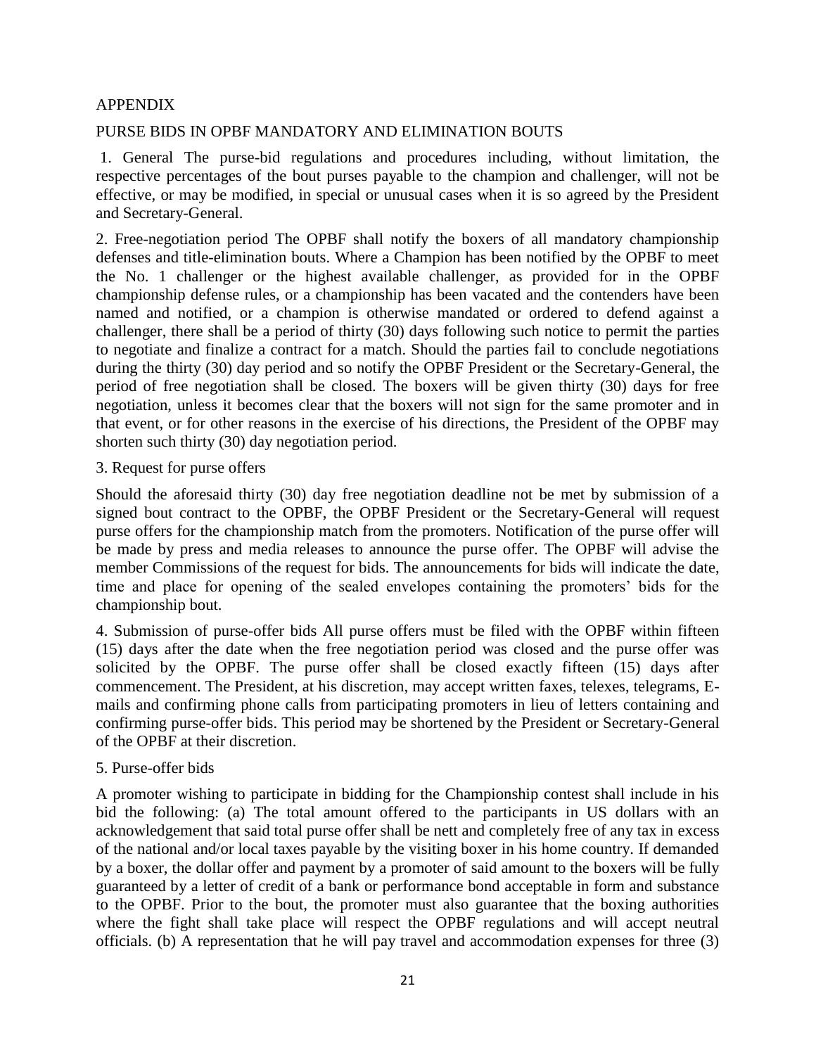## APPENDIX

## PURSE BIDS IN OPBF MANDATORY AND ELIMINATION BOUTS

1. General The purse-bid regulations and procedures including, without limitation, the respective percentages of the bout purses payable to the champion and challenger, will not be effective, or may be modified, in special or unusual cases when it is so agreed by the President and Secretary-General.

2. Free-negotiation period The OPBF shall notify the boxers of all mandatory championship defenses and title-elimination bouts. Where a Champion has been notified by the OPBF to meet the No. 1 challenger or the highest available challenger, as provided for in the OPBF championship defense rules, or a championship has been vacated and the contenders have been named and notified, or a champion is otherwise mandated or ordered to defend against a challenger, there shall be a period of thirty (30) days following such notice to permit the parties to negotiate and finalize a contract for a match. Should the parties fail to conclude negotiations during the thirty (30) day period and so notify the OPBF President or the Secretary-General, the period of free negotiation shall be closed. The boxers will be given thirty (30) days for free negotiation, unless it becomes clear that the boxers will not sign for the same promoter and in that event, or for other reasons in the exercise of his directions, the President of the OPBF may shorten such thirty (30) day negotiation period.

3. Request for purse offers

Should the aforesaid thirty (30) day free negotiation deadline not be met by submission of a signed bout contract to the OPBF, the OPBF President or the Secretary-General will request purse offers for the championship match from the promoters. Notification of the purse offer will be made by press and media releases to announce the purse offer. The OPBF will advise the member Commissions of the request for bids. The announcements for bids will indicate the date, time and place for opening of the sealed envelopes containing the promoters' bids for the championship bout.

4. Submission of purse-offer bids All purse offers must be filed with the OPBF within fifteen (15) days after the date when the free negotiation period was closed and the purse offer was solicited by the OPBF. The purse offer shall be closed exactly fifteen (15) days after commencement. The President, at his discretion, may accept written faxes, telexes, telegrams, E-mails and confirming phone calls from participating promoters in lieu of letters containing and confirming purse-offer bids. This period may be shortened by the President or Secretary-General of the OPBF at their discretion.

5. Purse-offer bids

A promoter wishing to participate in bidding for the Championship contest shall include in his bid the following: (a) The total amount offered to the participants in US dollars with an acknowledgement that said total purse offer shall be nett and completely free of any tax in excess of the national and/or local taxes payable by the visiting boxer in his home country. If demanded by a boxer, the dollar offer and payment by a promoter of said amount to the boxers will be fully guaranteed by a letter of credit of a bank or performance bond acceptable in form and substance to the OPBF. Prior to the bout, the promoter must also guarantee that the boxing authorities where the fight shall take place will respect the OPBF regulations and will accept neutral officials. (b) A representation that he will pay travel and accommodation expenses for three (3)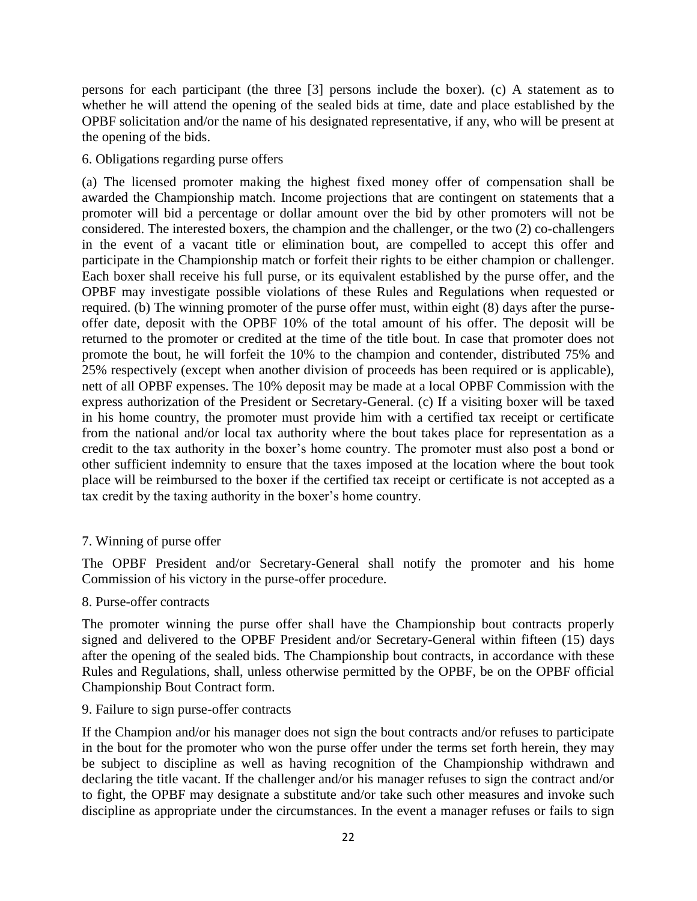persons for each participant (the three [3] persons include the boxer). (c) A statement as to whether he will attend the opening of the sealed bids at time, date and place established by the OPBF solicitation and/or the name of his designated representative, if any, who will be present at the opening of the bids.

6. Obligations regarding purse offers

(a) The licensed promoter making the highest fixed money offer of compensation shall be awarded the Championship match. Income projections that are contingent on statements that a promoter will bid a percentage or dollar amount over the bid by other promoters will not be considered. The interested boxers, the champion and the challenger, or the two (2) co-challengers in the event of a vacant title or elimination bout, are compelled to accept this offer and participate in the Championship match or forfeit their rights to be either champion or challenger. Each boxer shall receive his full purse, or its equivalent established by the purse offer, and the OPBF may investigate possible violations of these Rules and Regulations when requested or required. (b) The winning promoter of the purse offer must, within eight (8) days after the purse-offer date, deposit with the OPBF 10% of the total amount of his offer. The deposit will be returned to the promoter or credited at the time of the title bout. In case that promoter does not promote the bout, he will forfeit the 10% to the champion and contender, distributed 75% and 25% respectively (except when another division of proceeds has been required or is applicable), nett of all OPBF expenses. The 10% deposit may be made at a local OPBF Commission with the express authorization of the President or Secretary-General. (c) If a visiting boxer will be taxed in his home country, the promoter must provide him with a certified tax receipt or certificate from the national and/or local tax authority where the bout takes place for representation as a credit to the tax authority in the boxer's home country. The promoter must also post a bond or other sufficient indemnity to ensure that the taxes imposed at the location where the bout took place will be reimbursed to the boxer if the certified tax receipt or certificate is not accepted as a tax credit by the taxing authority in the boxer's home country.

7. Winning of purse offer

The OPBF President and/or Secretary-General shall notify the promoter and his home Commission of his victory in the purse-offer procedure.

8. Purse-offer contracts

The promoter winning the purse offer shall have the Championship bout contracts properly signed and delivered to the OPBF President and/or Secretary-General within fifteen (15) days after the opening of the sealed bids. The Championship bout contracts, in accordance with these Rules and Regulations, shall, unless otherwise permitted by the OPBF, be on the OPBF official Championship Bout Contract form.

9. Failure to sign purse-offer contracts

If the Champion and/or his manager does not sign the bout contracts and/or refuses to participate in the bout for the promoter who won the purse offer under the terms set forth herein, they may be subject to discipline as well as having recognition of the Championship withdrawn and declaring the title vacant. If the challenger and/or his manager refuses to sign the contract and/or to fight, the OPBF may designate a substitute and/or take such other measures and invoke such discipline as appropriate under the circumstances. In the event a manager refuses or fails to sign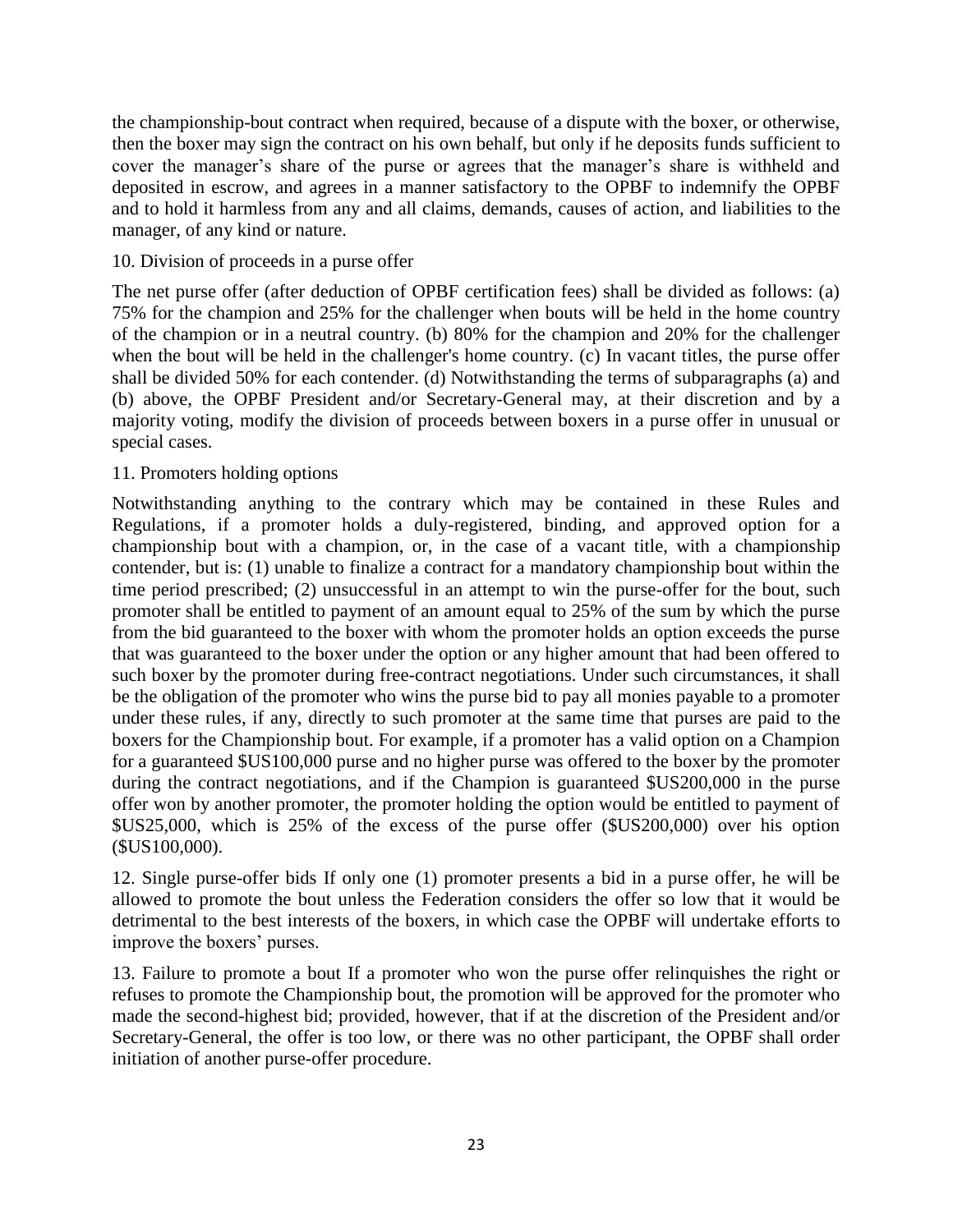the championship-bout contract when required, because of a dispute with the boxer, or otherwise, then the boxer may sign the contract on his own behalf, but only if he deposits funds sufficient to cover the manager's share of the purse or agrees that the manager's share is withheld and deposited in escrow, and agrees in a manner satisfactory to the OPBF to indemnify the OPBF and to hold it harmless from any and all claims, demands, causes of action, and liabilities to the manager, of any kind or nature.

10. Division of proceeds in a purse offer

The net purse offer (after deduction of OPBF certification fees) shall be divided as follows: (a) 75% for the champion and 25% for the challenger when bouts will be held in the home country of the champion or in a neutral country. (b) 80% for the champion and 20% for the challenger when the bout will be held in the challenger's home country. (c) In vacant titles, the purse offer shall be divided 50% for each contender. (d) Notwithstanding the terms of subparagraphs (a) and (b) above, the OPBF President and/or Secretary-General may, at their discretion and by a majority voting, modify the division of proceeds between boxers in a purse offer in unusual or special cases.

11. Promoters holding options

Notwithstanding anything to the contrary which may be contained in these Rules and Regulations, if a promoter holds a duly-registered, binding, and approved option for a championship bout with a champion, or, in the case of a vacant title, with a championship contender, but is: (1) unable to finalize a contract for a mandatory championship bout within the time period prescribed; (2) unsuccessful in an attempt to win the purse-offer for the bout, such promoter shall be entitled to payment of an amount equal to 25% of the sum by which the purse from the bid guaranteed to the boxer with whom the promoter holds an option exceeds the purse that was guaranteed to the boxer under the option or any higher amount that had been offered to such boxer by the promoter during free-contract negotiations. Under such circumstances, it shall be the obligation of the promoter who wins the purse bid to pay all monies payable to a promoter under these rules, if any, directly to such promoter at the same time that purses are paid to the boxers for the Championship bout. For example, if a promoter has a valid option on a Champion for a guaranteed $US100,000 purse and no higher purse was offered to the boxer by the promoter during the contract negotiations, and if the Champion is guaranteed $US200,000 in the purse offer won by another promoter, the promoter holding the option would be entitled to payment of $US25,000, which is 25% of the excess of the purse offer ($US200,000) over his option ($US100,000).

12. Single purse-offer bids If only one (1) promoter presents a bid in a purse offer, he will be allowed to promote the bout unless the Federation considers the offer so low that it would be detrimental to the best interests of the boxers, in which case the OPBF will undertake efforts to improve the boxers' purses.

13. Failure to promote a bout If a promoter who won the purse offer relinquishes the right or refuses to promote the Championship bout, the promotion will be approved for the promoter who made the second-highest bid; provided, however, that if at the discretion of the President and/or Secretary-General, the offer is too low, or there was no other participant, the OPBF shall order initiation of another purse-offer procedure.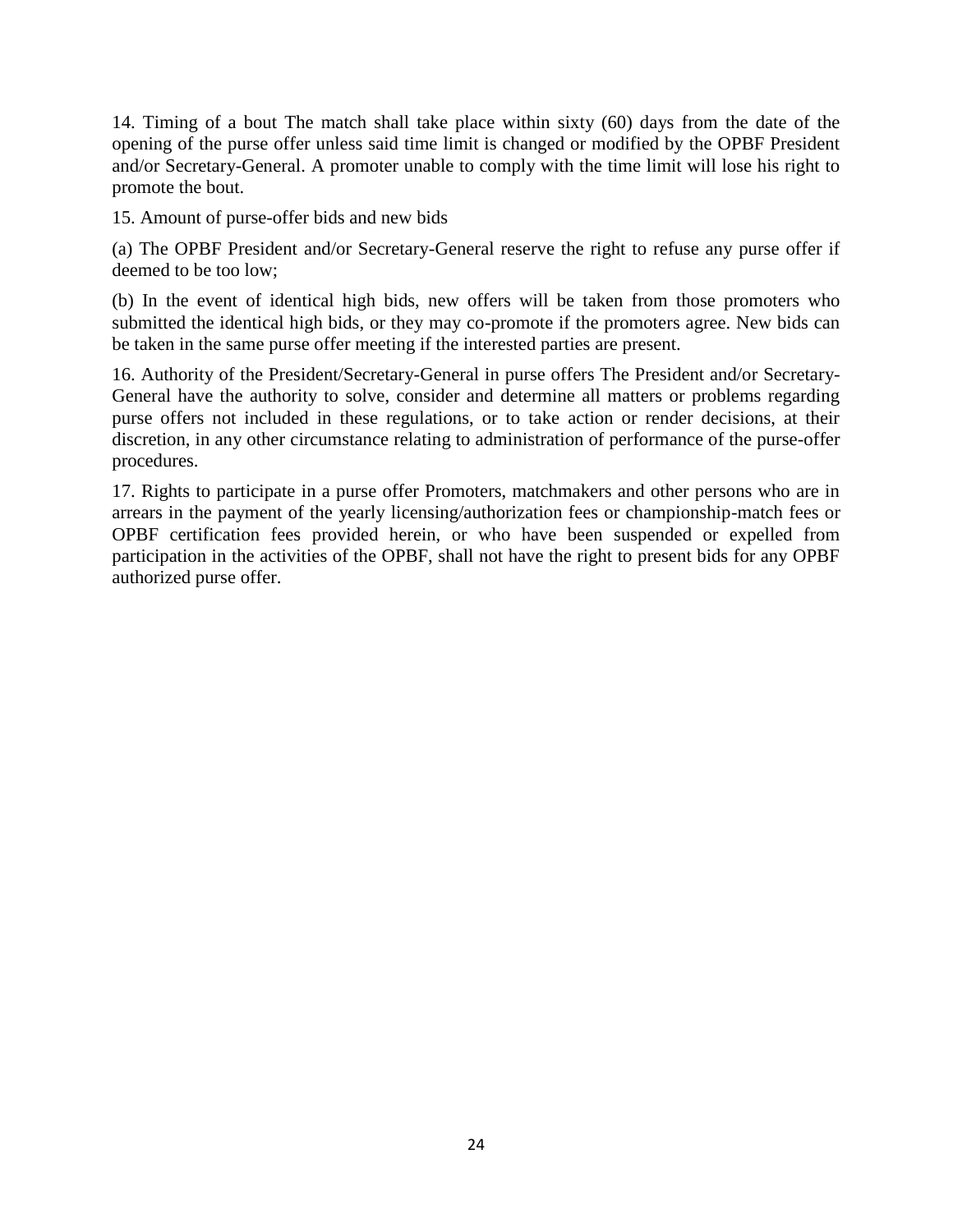14. Timing of a bout The match shall take place within sixty (60) days from the date of the opening of the purse offer unless said time limit is changed or modified by the OPBF President and/or Secretary-General. A promoter unable to comply with the time limit will lose his right to promote the bout.

15. Amount of purse-offer bids and new bids

(a) The OPBF President and/or Secretary-General reserve the right to refuse any purse offer if deemed to be too low;

(b) In the event of identical high bids, new offers will be taken from those promoters who submitted the identical high bids, or they may co-promote if the promoters agree. New bids can be taken in the same purse offer meeting if the interested parties are present.

16. Authority of the President/Secretary-General in purse offers The President and/or Secretary-General have the authority to solve, consider and determine all matters or problems regarding purse offers not included in these regulations, or to take action or render decisions, at their discretion, in any other circumstance relating to administration of performance of the purse-offer procedures.

17. Rights to participate in a purse offer Promoters, matchmakers and other persons who are in arrears in the payment of the yearly licensing/authorization fees or championship-match fees or OPBF certification fees provided herein, or who have been suspended or expelled from participation in the activities of the OPBF, shall not have the right to present bids for any OPBF authorized purse offer.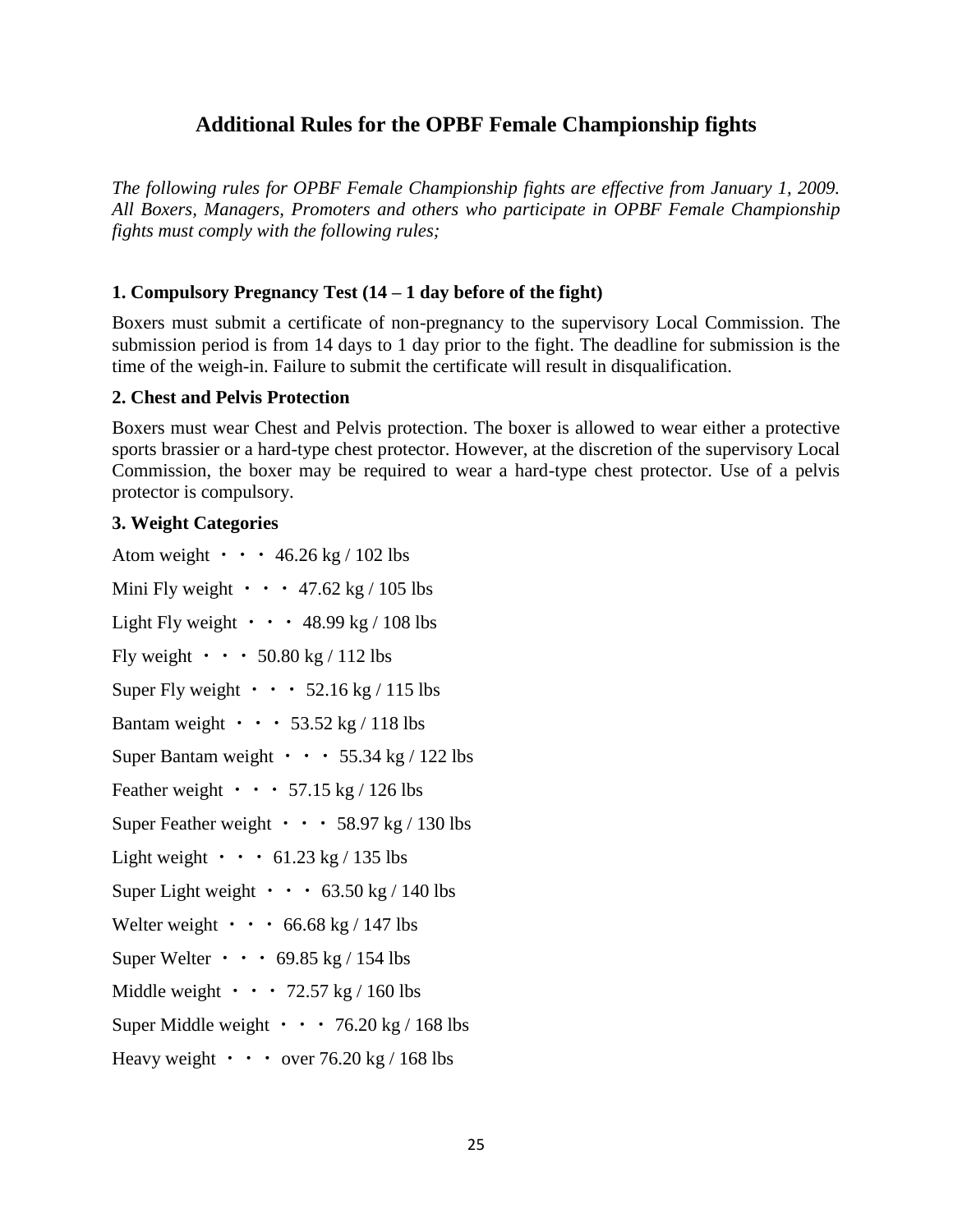## Additional Rules for the OPBF Female Championship fights

*The following rules for OPBF Female Championship fights are effective from January 1, 2009. All Boxers, Managers, Promoters and others who participate in OPBF Female Championship fights must comply with the following rules;*

### 1. Compulsory Pregnancy Test (14 – 1 day before of the fight)

Boxers must submit a certificate of non-pregnancy to the supervisory Local Commission. The submission period is from 14 days to 1 day prior to the fight. The deadline for submission is the time of the weigh-in. Failure to submit the certificate will result in disqualification.

### 2. Chest and Pelvis Protection

Boxers must wear Chest and Pelvis protection. The boxer is allowed to wear either a protective sports brassier or a hard-type chest protector. However, at the discretion of the supervisory Local Commission, the boxer may be required to wear a hard-type chest protector. Use of a pelvis protector is compulsory.

### 3. Weight Categories

Atom weight ・・・ 46.26 kg / 102 lbs

Mini Fly weight ・・・ 47.62 kg / 105 lbs

Light Fly weight ・・・ 48.99 kg / 108 lbs

Fly weight ・・・ 50.80 kg / 112 lbs

Super Fly weight ・・・ 52.16 kg / 115 lbs

Bantam weight ・・・ 53.52 kg / 118 lbs

Super Bantam weight ・・・ 55.34 kg / 122 lbs

Feather weight ・・・ 57.15 kg / 126 lbs

Super Feather weight ・・・ 58.97 kg / 130 lbs

Light weight ・・・ 61.23 kg / 135 lbs

Super Light weight ・・・ 63.50 kg / 140 lbs

Welter weight ・・・ 66.68 kg / 147 lbs

Super Welter ・・・ 69.85 kg / 154 lbs

Middle weight ・・・ 72.57 kg / 160 lbs

Super Middle weight ・・・ 76.20 kg / 168 lbs

Heavy weight ・・・ over 76.20 kg / 168 lbs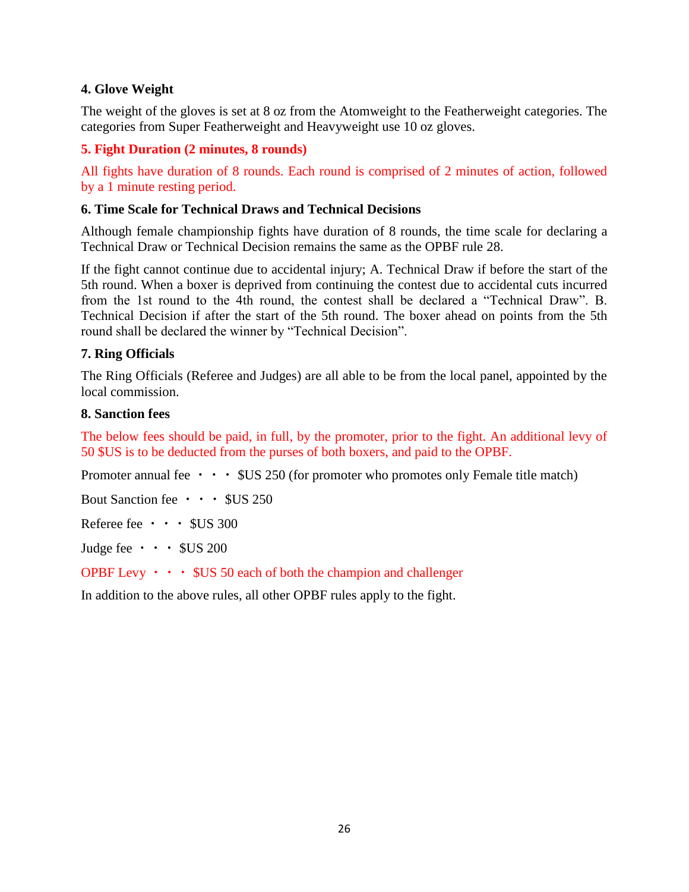**4. Glove Weight**

The weight of the gloves is set at 8 oz from the Atomweight to the Featherweight categories. The categories from Super Featherweight and Heavyweight use 10 oz gloves.

**5. Fight Duration (2 minutes, 8 rounds)**

All fights have duration of 8 rounds. Each round is comprised of 2 minutes of action, followed by a 1 minute resting period.

**6. Time Scale for Technical Draws and Technical Decisions**

Although female championship fights have duration of 8 rounds, the time scale for declaring a Technical Draw or Technical Decision remains the same as the OPBF rule 28.

If the fight cannot continue due to accidental injury; A. Technical Draw if before the start of the 5th round. When a boxer is deprived from continuing the contest due to accidental cuts incurred from the 1st round to the 4th round, the contest shall be declared a "Technical Draw". B. Technical Decision if after the start of the 5th round. The boxer ahead on points from the 5th round shall be declared the winner by "Technical Decision".

**7. Ring Officials**

The Ring Officials (Referee and Judges) are all able to be from the local panel, appointed by the local commission.

**8. Sanction fees**

The below fees should be paid, in full, by the promoter, prior to the fight. An additional levy of 50 $US is to be deducted from the purses of both boxers, and paid to the OPBF.

Promoter annual fee ・・・ $US 250 (for promoter who promotes only Female title match)

Bout Sanction fee ・・・ $US 250

Referee fee ・・・ $US 300

Judge fee ・・・ $US 200

OPBF Levy ・・・ $US 50 each of both the champion and challenger

In addition to the above rules, all other OPBF rules apply to the fight.